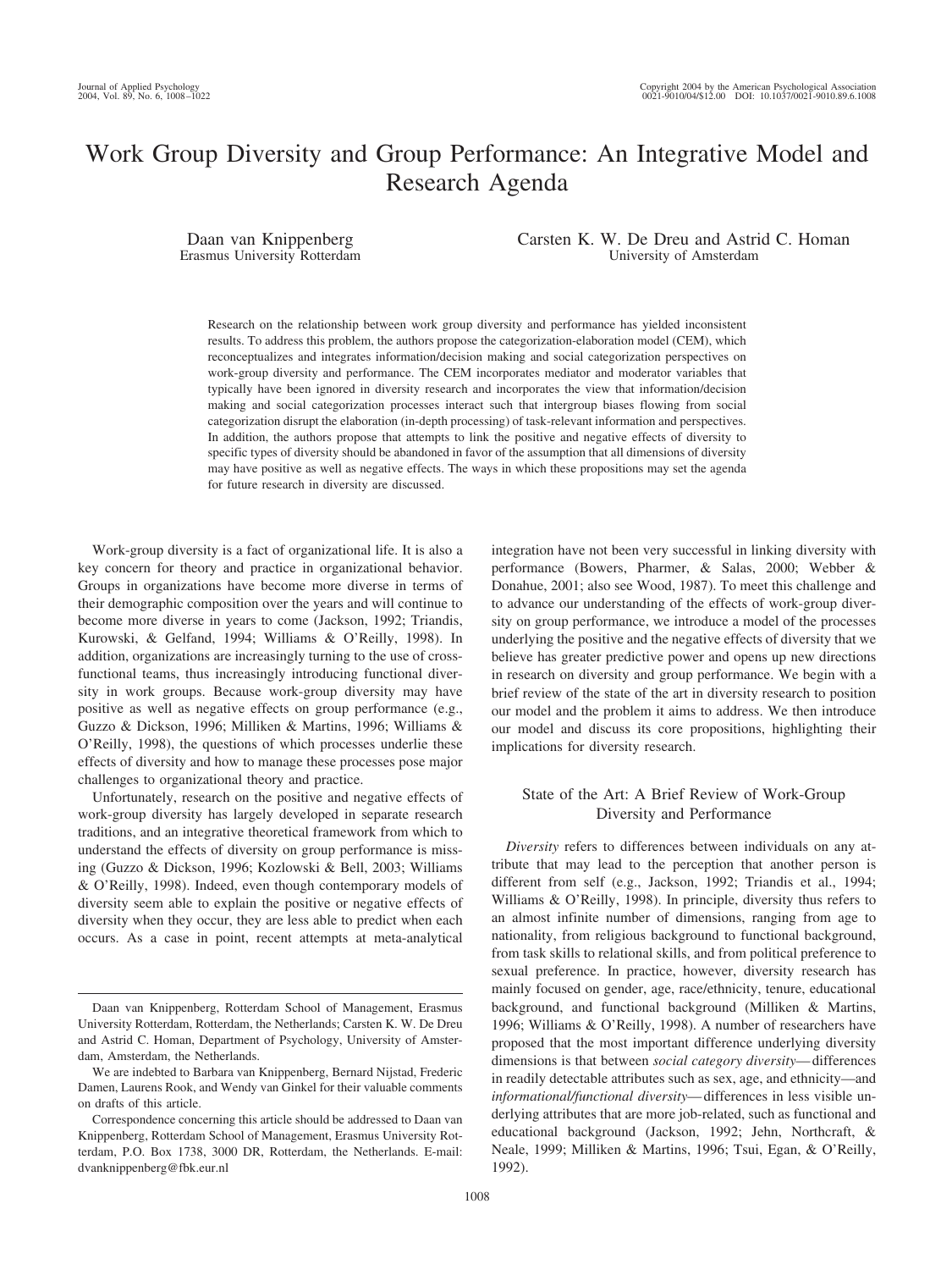# Work Group Diversity and Group Performance: An Integrative Model and Research Agenda

Daan van Knippenberg
Erasmus University Rotterdam

Carsten K. W. De Dreu and Astrid C. Homan
University of Amsterdam

Research on the relationship between work group diversity and performance has yielded inconsistent results. To address this problem, the authors propose the categorization-elaboration model (CEM), which reconceptualizes and integrates information/decision making and social categorization perspectives on work-group diversity and performance. The CEM incorporates mediator and moderator variables that typically have been ignored in diversity research and incorporates the view that information/decision making and social categorization processes interact such that intergroup biases flowing from social categorization disrupt the elaboration (in-depth processing) of task-relevant information and perspectives. In addition, the authors propose that attempts to link the positive and negative effects of diversity to specific types of diversity should be abandoned in favor of the assumption that all dimensions of diversity may have positive as well as negative effects. The ways in which these propositions may set the agenda for future research in diversity are discussed.

Work-group diversity is a fact of organizational life. It is also a key concern for theory and practice in organizational behavior. Groups in organizations have become more diverse in terms of their demographic composition over the years and will continue to become more diverse in years to come (Jackson, 1992; Triandis, Kurowski, & Gelfand, 1994; Williams & O'Reilly, 1998). In addition, organizations are increasingly turning to the use of cross-functional teams, thus increasingly introducing functional diversity in work groups. Because work-group diversity may have positive as well as negative effects on group performance (e.g., Guzzo & Dickson, 1996; Milliken & Martins, 1996; Williams & O'Reilly, 1998), the questions of which processes underlie these effects of diversity and how to manage these processes pose major challenges to organizational theory and practice.

Unfortunately, research on the positive and negative effects of work-group diversity has largely developed in separate research traditions, and an integrative theoretical framework from which to understand the effects of diversity on group performance is missing (Guzzo & Dickson, 1996; Kozlowski & Bell, 2003; Williams & O'Reilly, 1998). Indeed, even though contemporary models of diversity seem able to explain the positive or negative effects of diversity when they occur, they are less able to predict when each occurs. As a case in point, recent attempts at meta-analytical integration have not been very successful in linking diversity with performance (Bowers, Pharmer, & Salas, 2000; Webber & Donahue, 2001; also see Wood, 1987). To meet this challenge and to advance our understanding of the effects of work-group diversity on group performance, we introduce a model of the processes underlying the positive and the negative effects of diversity that we believe has greater predictive power and opens up new directions in research on diversity and group performance. We begin with a brief review of the state of the art in diversity research to position our model and the problem it aims to address. We then introduce our model and discuss its core propositions, highlighting their implications for diversity research.

## State of the Art: A Brief Review of Work-Group Diversity and Performance

*Diversity* refers to differences between individuals on any attribute that may lead to the perception that another person is different from self (e.g., Jackson, 1992; Triandis et al., 1994; Williams & O'Reilly, 1998). In principle, diversity thus refers to an almost infinite number of dimensions, ranging from age to nationality, from religious background to functional background, from task skills to relational skills, and from political preference to sexual preference. In practice, however, diversity research has mainly focused on gender, age, race/ethnicity, tenure, educational background, and functional background (Milliken & Martins, 1996; Williams & O'Reilly, 1998). A number of researchers have proposed that the most important difference underlying diversity dimensions is that between *social category diversity*—differences in readily detectable attributes such as sex, age, and ethnicity—and *informational/functional diversity*—differences in less visible underlying attributes that are more job-related, such as functional and educational background (Jackson, 1992; Jehn, Northcraft, & Neale, 1999; Milliken & Martins, 1996; Tsui, Egan, & O'Reilly, 1992).

---

Daan van Knippenberg, Rotterdam School of Management, Erasmus University Rotterdam, Rotterdam, the Netherlands; Carsten K. W. De Dreu and Astrid C. Homan, Department of Psychology, University of Amsterdam, Amsterdam, the Netherlands.

We are indebted to Barbara van Knippenberg, Bernard Nijstad, Frederic Damen, Laurens Rook, and Wendy van Ginkel for their valuable comments on drafts of this article.

Correspondence concerning this article should be addressed to Daan van Knippenberg, Rotterdam School of Management, Erasmus University Rotterdam, P.O. Box 1738, 3000 DR, Rotterdam, the Netherlands. E-mail: dvanknippenberg@fbk.eur.nl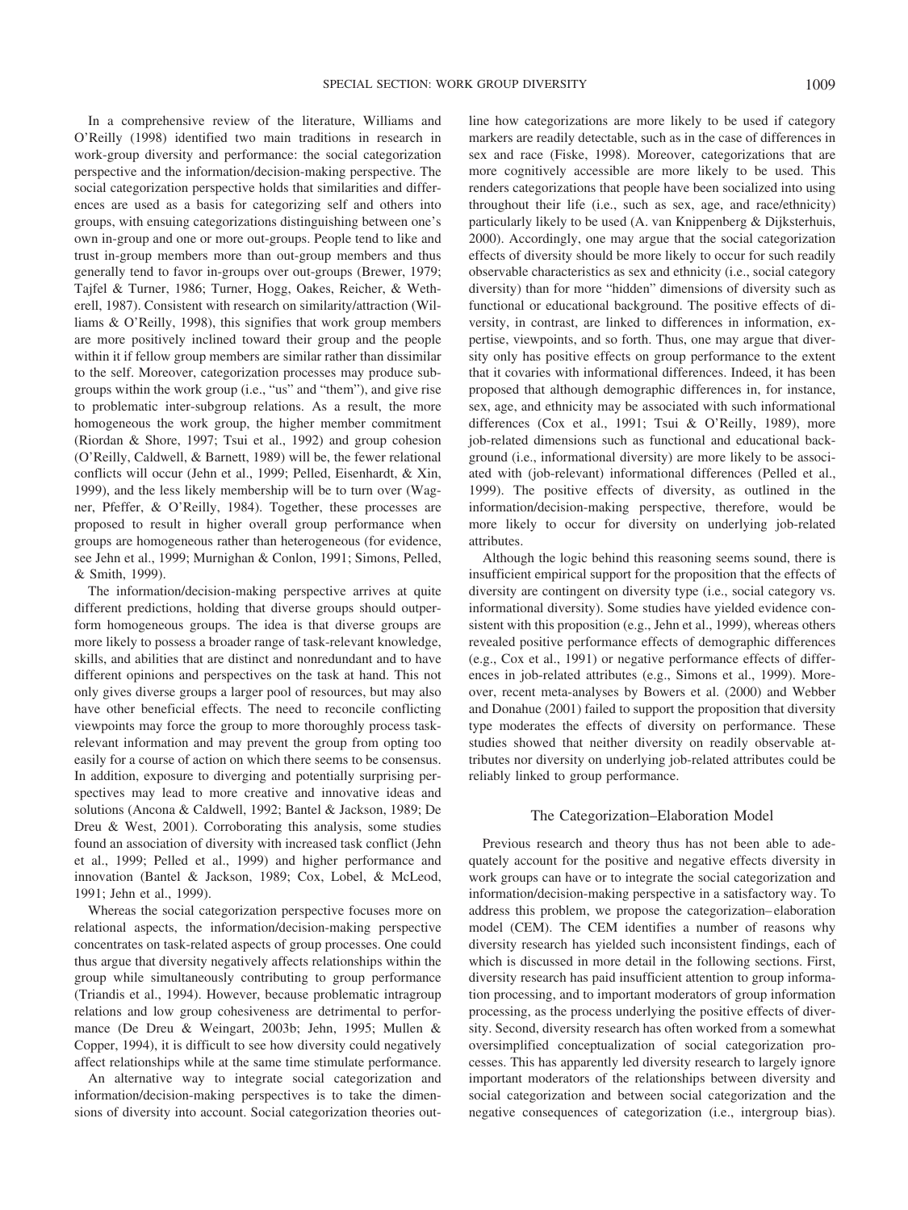In a comprehensive review of the literature, Williams and O'Reilly (1998) identified two main traditions in research in work-group diversity and performance: the social categorization perspective and the information/decision-making perspective. The social categorization perspective holds that similarities and differences are used as a basis for categorizing self and others into groups, with ensuing categorizations distinguishing between one's own in-group and one or more out-groups. People tend to like and trust in-group members more than out-group members and thus generally tend to favor in-groups over out-groups (Brewer, 1979; Tajfel & Turner, 1986; Turner, Hogg, Oakes, Reicher, & Wetherell, 1987). Consistent with research on similarity/attraction (Williams & O'Reilly, 1998), this signifies that work group members are more positively inclined toward their group and the people within it if fellow group members are similar rather than dissimilar to the self. Moreover, categorization processes may produce subgroups within the work group (i.e., "us" and "them"), and give rise to problematic inter-subgroup relations. As a result, the more homogeneous the work group, the higher member commitment (Riordan & Shore, 1997; Tsui et al., 1992) and group cohesion (O'Reilly, Caldwell, & Barnett, 1989) will be, the fewer relational conflicts will occur (Jehn et al., 1999; Pelled, Eisenhardt, & Xin, 1999), and the less likely membership will be to turn over (Wagner, Pfeffer, & O'Reilly, 1984). Together, these processes are proposed to result in higher overall group performance when groups are homogeneous rather than heterogeneous (for evidence, see Jehn et al., 1999; Murnighan & Conlon, 1991; Simons, Pelled, & Smith, 1999).

The information/decision-making perspective arrives at quite different predictions, holding that diverse groups should outperform homogeneous groups. The idea is that diverse groups are more likely to possess a broader range of task-relevant knowledge, skills, and abilities that are distinct and nonredundant and to have different opinions and perspectives on the task at hand. This not only gives diverse groups a larger pool of resources, but may also have other beneficial effects. The need to reconcile conflicting viewpoints may force the group to more thoroughly process task-relevant information and may prevent the group from opting too easily for a course of action on which there seems to be consensus. In addition, exposure to diverging and potentially surprising perspectives may lead to more creative and innovative ideas and solutions (Ancona & Caldwell, 1992; Bantel & Jackson, 1989; De Dreu & West, 2001). Corroborating this analysis, some studies found an association of diversity with increased task conflict (Jehn et al., 1999; Pelled et al., 1999) and higher performance and innovation (Bantel & Jackson, 1989; Cox, Lobel, & McLeod, 1991; Jehn et al., 1999).

Whereas the social categorization perspective focuses more on relational aspects, the information/decision-making perspective concentrates on task-related aspects of group processes. One could thus argue that diversity negatively affects relationships within the group while simultaneously contributing to group performance (Triandis et al., 1994). However, because problematic intragroup relations and low group cohesiveness are detrimental to performance (De Dreu & Weingart, 2003b; Jehn, 1995; Mullen & Copper, 1994), it is difficult to see how diversity could negatively affect relationships while at the same time stimulate performance.

An alternative way to integrate social categorization and information/decision-making perspectives is to take the dimensions of diversity into account. Social categorization theories outline how categorizations are more likely to be used if category markers are readily detectable, such as in the case of differences in sex and race (Fiske, 1998). Moreover, categorizations that are more cognitively accessible are more likely to be used. This renders categorizations that people have been socialized into using throughout their life (i.e., such as sex, age, and race/ethnicity) particularly likely to be used (A. van Knippenberg & Dijksterhuis, 2000). Accordingly, one may argue that the social categorization effects of diversity should be more likely to occur for such readily observable characteristics as sex and ethnicity (i.e., social category diversity) than for more "hidden" dimensions of diversity such as functional or educational background. The positive effects of diversity, in contrast, are linked to differences in information, expertise, viewpoints, and so forth. Thus, one may argue that diversity only has positive effects on group performance to the extent that it covaries with informational differences. Indeed, it has been proposed that although demographic differences in, for instance, sex, age, and ethnicity may be associated with such informational differences (Cox et al., 1991; Tsui & O'Reilly, 1989), more job-related dimensions such as functional and educational background (i.e., informational diversity) are more likely to be associated with (job-relevant) informational differences (Pelled et al., 1999). The positive effects of diversity, as outlined in the information/decision-making perspective, therefore, would be more likely to occur for diversity on underlying job-related attributes.

Although the logic behind this reasoning seems sound, there is insufficient empirical support for the proposition that the effects of diversity are contingent on diversity type (i.e., social category vs. informational diversity). Some studies have yielded evidence consistent with this proposition (e.g., Jehn et al., 1999), whereas others revealed positive performance effects of demographic differences (e.g., Cox et al., 1991) or negative performance effects of differences in job-related attributes (e.g., Simons et al., 1999). Moreover, recent meta-analyses by Bowers et al. (2000) and Webber and Donahue (2001) failed to support the proposition that diversity type moderates the effects of diversity on performance. These studies showed that neither diversity on readily observable attributes nor diversity on underlying job-related attributes could be reliably linked to group performance.

## The Categorization–Elaboration Model

Previous research and theory thus has not been able to adequately account for the positive and negative effects diversity in work groups can have or to integrate the social categorization and information/decision-making perspective in a satisfactory way. To address this problem, we propose the categorization–elaboration model (CEM). The CEM identifies a number of reasons why diversity research has yielded such inconsistent findings, each of which is discussed in more detail in the following sections. First, diversity research has paid insufficient attention to group information processing, and to important moderators of group information processing, as the process underlying the positive effects of diversity. Second, diversity research has often worked from a somewhat oversimplified conceptualization of social categorization processes. This has apparently led diversity research to largely ignore important moderators of the relationships between diversity and social categorization and between social categorization and the negative consequences of categorization (i.e., intergroup bias).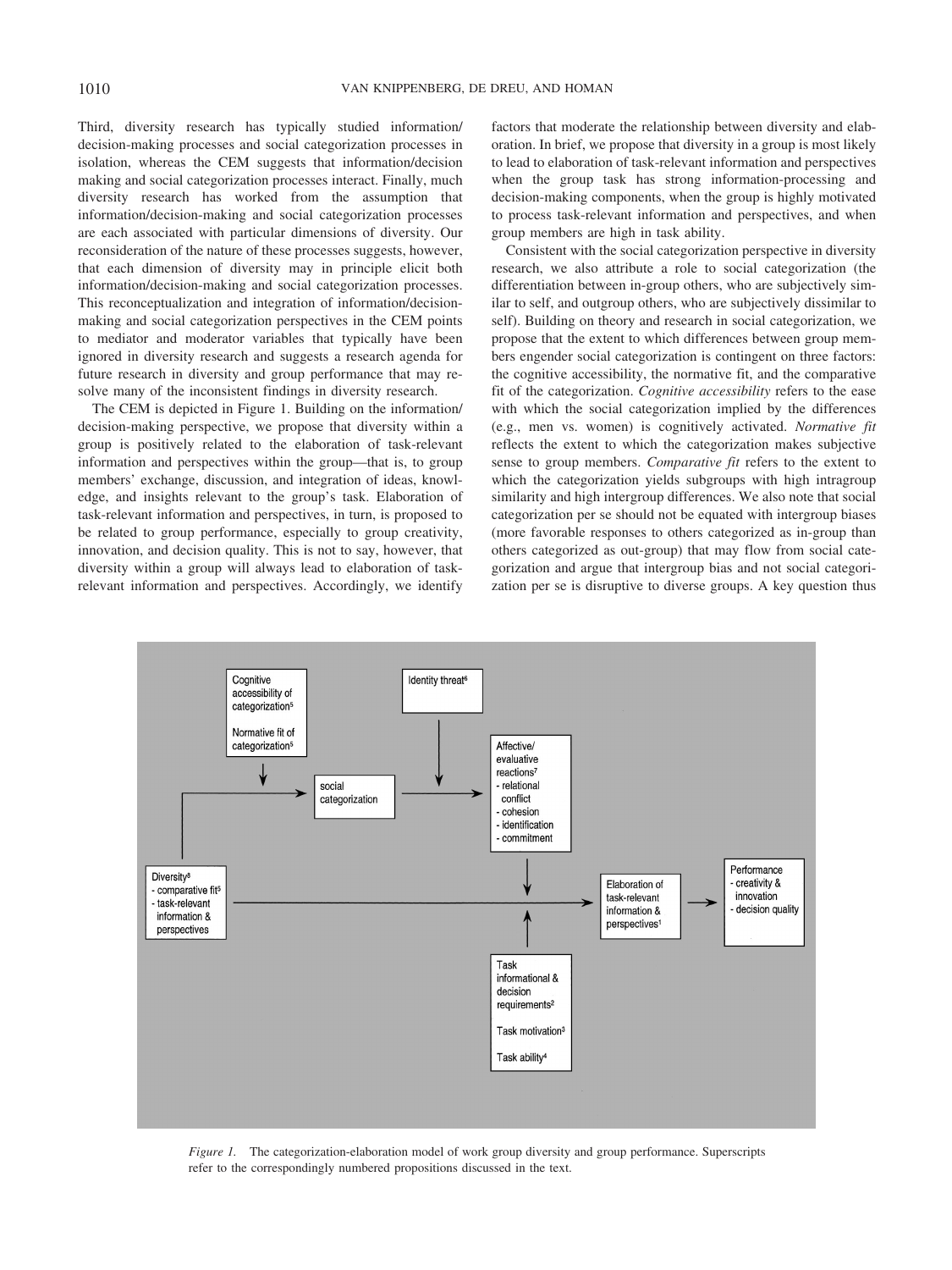Third, diversity research has typically studied information/decision-making processes and social categorization processes in isolation, whereas the CEM suggests that information/decision making and social categorization processes interact. Finally, much diversity research has worked from the assumption that information/decision-making and social categorization processes are each associated with particular dimensions of diversity. Our reconsideration of the nature of these processes suggests, however, that each dimension of diversity may in principle elicit both information/decision-making and social categorization processes. This reconceptualization and integration of information/decision-making and social categorization perspectives in the CEM points to mediator and moderator variables that typically have been ignored in diversity research and suggests a research agenda for future research in diversity and group performance that may resolve many of the inconsistent findings in diversity research.

The CEM is depicted in Figure 1. Building on the information/decision-making perspective, we propose that diversity within a group is positively related to the elaboration of task-relevant information and perspectives within the group—that is, to group members' exchange, discussion, and integration of ideas, knowledge, and insights relevant to the group's task. Elaboration of task-relevant information and perspectives, in turn, is proposed to be related to group performance, especially to group creativity, innovation, and decision quality. This is not to say, however, that diversity within a group will always lead to elaboration of task-relevant information and perspectives. Accordingly, we identify factors that moderate the relationship between diversity and elaboration. In brief, we propose that diversity in a group is most likely to lead to elaboration of task-relevant information and perspectives when the group task has strong information-processing and decision-making components, when the group is highly motivated to process task-relevant information and perspectives, and when group members are high in task ability.

Consistent with the social categorization perspective in diversity research, we also attribute a role to social categorization (the differentiation between in-group others, who are subjectively similar to self, and outgroup others, who are subjectively dissimilar to self). Building on theory and research in social categorization, we propose that the extent to which differences between group members engender social categorization is contingent on three factors: the cognitive accessibility, the normative fit, and the comparative fit of the categorization. *Cognitive accessibility* refers to the ease with which the social categorization implied by the differences (e.g., men vs. women) is cognitively activated. *Normative fit* reflects the extent to which the categorization makes subjective sense to group members. *Comparative fit* refers to the extent to which the categorization yields subgroups with high intragroup similarity and high intergroup differences. We also note that social categorization per se should not be equated with intergroup biases (more favorable responses to others categorized as in-group than others categorized as out-group) that may flow from social categorization and argue that intergroup bias and not social categorization per se is disruptive to diverse groups. A key question thus

*Figure 1.* The categorization-elaboration model of work group diversity and group performance. Superscripts refer to the correspondingly numbered propositions discussed in the text.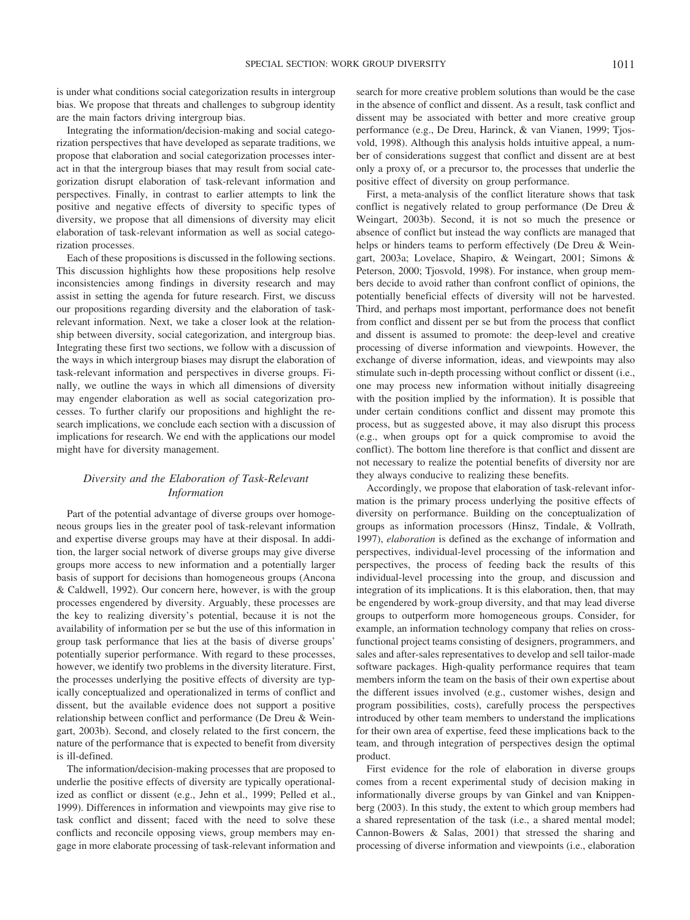is under what conditions social categorization results in intergroup bias. We propose that threats and challenges to subgroup identity are the main factors driving intergroup bias.

Integrating the information/decision-making and social categorization perspectives that have developed as separate traditions, we propose that elaboration and social categorization processes interact in that the intergroup biases that may result from social categorization disrupt elaboration of task-relevant information and perspectives. Finally, in contrast to earlier attempts to link the positive and negative effects of diversity to specific types of diversity, we propose that all dimensions of diversity may elicit elaboration of task-relevant information as well as social categorization processes.

Each of these propositions is discussed in the following sections. This discussion highlights how these propositions help resolve inconsistencies among findings in diversity research and may assist in setting the agenda for future research. First, we discuss our propositions regarding diversity and the elaboration of task-relevant information. Next, we take a closer look at the relationship between diversity, social categorization, and intergroup bias. Integrating these first two sections, we follow with a discussion of the ways in which intergroup biases may disrupt the elaboration of task-relevant information and perspectives in diverse groups. Finally, we outline the ways in which all dimensions of diversity may engender elaboration as well as social categorization processes. To further clarify our propositions and highlight the research implications, we conclude each section with a discussion of implications for research. We end with the applications our model might have for diversity management.

## *Diversity and the Elaboration of Task-Relevant Information*

Part of the potential advantage of diverse groups over homogeneous groups lies in the greater pool of task-relevant information and expertise diverse groups may have at their disposal. In addition, the larger social network of diverse groups may give diverse groups more access to new information and a potentially larger basis of support for decisions than homogeneous groups (Ancona & Caldwell, 1992). Our concern here, however, is with the group processes engendered by diversity. Arguably, these processes are the key to realizing diversity's potential, because it is not the availability of information per se but the use of this information in group task performance that lies at the basis of diverse groups' potentially superior performance. With regard to these processes, however, we identify two problems in the diversity literature. First, the processes underlying the positive effects of diversity are typically conceptualized and operationalized in terms of conflict and dissent, but the available evidence does not support a positive relationship between conflict and performance (De Dreu & Weingart, 2003b). Second, and closely related to the first concern, the nature of the performance that is expected to benefit from diversity is ill-defined.

The information/decision-making processes that are proposed to underlie the positive effects of diversity are typically operationalized as conflict or dissent (e.g., Jehn et al., 1999; Pelled et al., 1999). Differences in information and viewpoints may give rise to task conflict and dissent; faced with the need to solve these conflicts and reconcile opposing views, group members may engage in more elaborate processing of task-relevant information and search for more creative problem solutions than would be the case in the absence of conflict and dissent. As a result, task conflict and dissent may be associated with better and more creative group performance (e.g., De Dreu, Harinck, & van Vianen, 1999; Tjosvold, 1998). Although this analysis holds intuitive appeal, a number of considerations suggest that conflict and dissent are at best only a proxy of, or a precursor to, the processes that underlie the positive effect of diversity on group performance.

First, a meta-analysis of the conflict literature shows that task conflict is negatively related to group performance (De Dreu & Weingart, 2003b). Second, it is not so much the presence or absence of conflict but instead the way conflicts are managed that helps or hinders teams to perform effectively (De Dreu & Weingart, 2003a; Lovelace, Shapiro, & Weingart, 2001; Simons & Peterson, 2000; Tjosvold, 1998). For instance, when group members decide to avoid rather than confront conflict of opinions, the potentially beneficial effects of diversity will not be harvested. Third, and perhaps most important, performance does not benefit from conflict and dissent per se but from the process that conflict and dissent is assumed to promote: the deep-level and creative processing of diverse information and viewpoints. However, the exchange of diverse information, ideas, and viewpoints may also stimulate such in-depth processing without conflict or dissent (i.e., one may process new information without initially disagreeing with the position implied by the information). It is possible that under certain conditions conflict and dissent may promote this process, but as suggested above, it may also disrupt this process (e.g., when groups opt for a quick compromise to avoid the conflict). The bottom line therefore is that conflict and dissent are not necessary to realize the potential benefits of diversity nor are they always conducive to realizing these benefits.

Accordingly, we propose that elaboration of task-relevant information is the primary process underlying the positive effects of diversity on performance. Building on the conceptualization of groups as information processors (Hinsz, Tindale, & Vollrath, 1997), *elaboration* is defined as the exchange of information and perspectives, individual-level processing of the information and perspectives, the process of feeding back the results of this individual-level processing into the group, and discussion and integration of its implications. It is this elaboration, then, that may be engendered by work-group diversity, and that may lead diverse groups to outperform more homogeneous groups. Consider, for example, an information technology company that relies on cross-functional project teams consisting of designers, programmers, and sales and after-sales representatives to develop and sell tailor-made software packages. High-quality performance requires that team members inform the team on the basis of their own expertise about the different issues involved (e.g., customer wishes, design and program possibilities, costs), carefully process the perspectives introduced by other team members to understand the implications for their own area of expertise, feed these implications back to the team, and through integration of perspectives design the optimal product.

First evidence for the role of elaboration in diverse groups comes from a recent experimental study of decision making in informationally diverse groups by van Ginkel and van Knippenberg (2003). In this study, the extent to which group members had a shared representation of the task (i.e., a shared mental model; Cannon-Bowers & Salas, 2001) that stressed the sharing and processing of diverse information and viewpoints (i.e., elaboration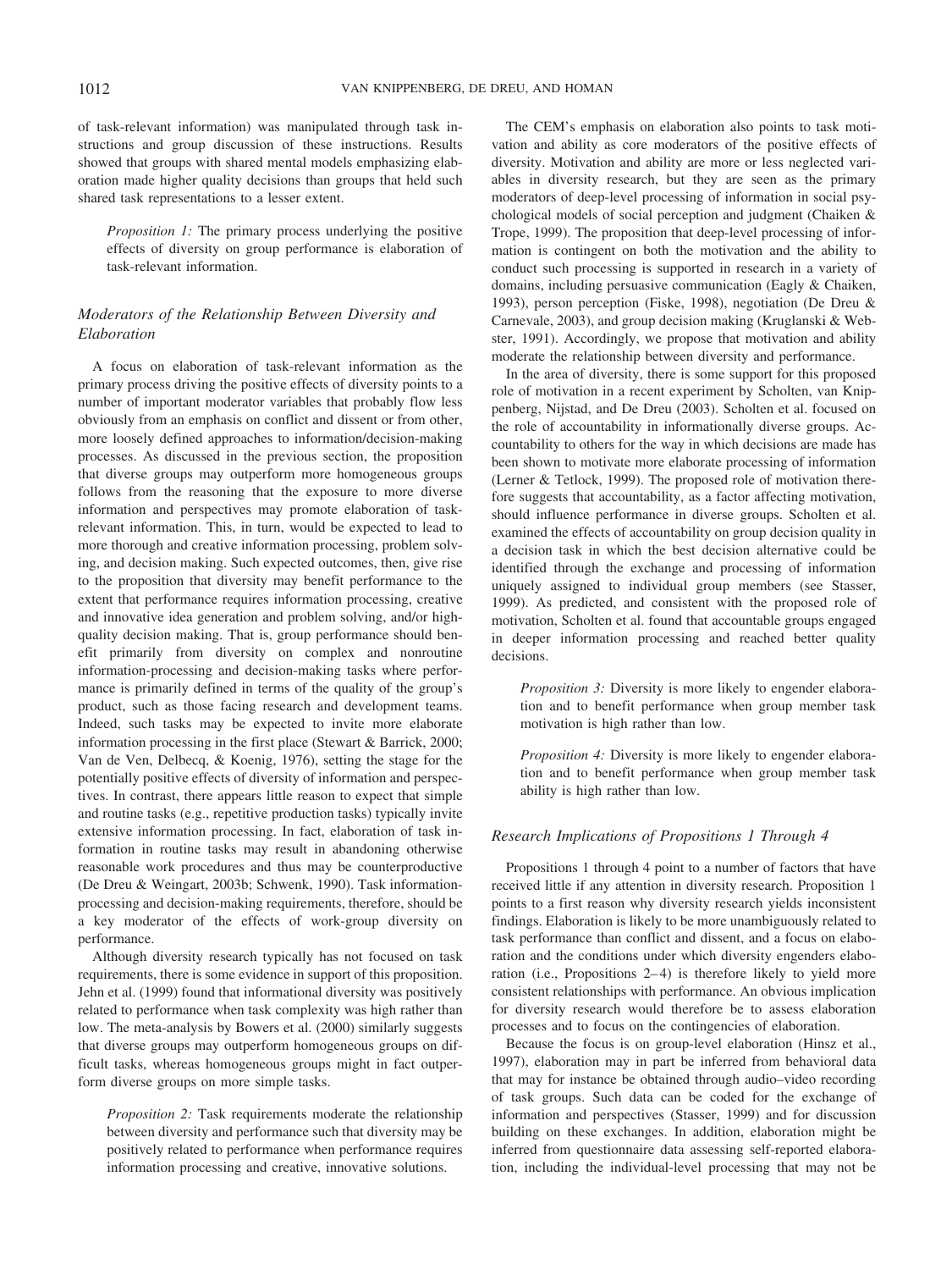of task-relevant information) was manipulated through task instructions and group discussion of these instructions. Results showed that groups with shared mental models emphasizing elaboration made higher quality decisions than groups that held such shared task representations to a lesser extent.

> *Proposition 1:* The primary process underlying the positive effects of diversity on group performance is elaboration of task-relevant information.

### *Moderators of the Relationship Between Diversity and Elaboration*

A focus on elaboration of task-relevant information as the primary process driving the positive effects of diversity points to a number of important moderator variables that probably flow less obviously from an emphasis on conflict and dissent or from other, more loosely defined approaches to information/decision-making processes. As discussed in the previous section, the proposition that diverse groups may outperform more homogeneous groups follows from the reasoning that the exposure to more diverse information and perspectives may promote elaboration of task-relevant information. This, in turn, would be expected to lead to more thorough and creative information processing, problem solving, and decision making. Such expected outcomes, then, give rise to the proposition that diversity may benefit performance to the extent that performance requires information processing, creative and innovative idea generation and problem solving, and/or high-quality decision making. That is, group performance should benefit primarily from diversity on complex and nonroutine information-processing and decision-making tasks where performance is primarily defined in terms of the quality of the group's product, such as those facing research and development teams. Indeed, such tasks may be expected to invite more elaborate information processing in the first place (Stewart & Barrick, 2000; Van de Ven, Delbecq, & Koenig, 1976), setting the stage for the potentially positive effects of diversity of information and perspectives. In contrast, there appears little reason to expect that simple and routine tasks (e.g., repetitive production tasks) typically invite extensive information processing. In fact, elaboration of task information in routine tasks may result in abandoning otherwise reasonable work procedures and thus may be counterproductive (De Dreu & Weingart, 2003b; Schwenk, 1990). Task information-processing and decision-making requirements, therefore, should be a key moderator of the effects of work-group diversity on performance.

Although diversity research typically has not focused on task requirements, there is some evidence in support of this proposition. Jehn et al. (1999) found that informational diversity was positively related to performance when task complexity was high rather than low. The meta-analysis by Bowers et al. (2000) similarly suggests that diverse groups may outperform homogeneous groups on difficult tasks, whereas homogeneous groups might in fact outperform diverse groups on more simple tasks.

> *Proposition 2:* Task requirements moderate the relationship between diversity and performance such that diversity may be positively related to performance when performance requires information processing and creative, innovative solutions.

The CEM's emphasis on elaboration also points to task motivation and ability as core moderators of the positive effects of diversity. Motivation and ability are more or less neglected variables in diversity research, but they are seen as the primary moderators of deep-level processing of information in social psychological models of social perception and judgment (Chaiken & Trope, 1999). The proposition that deep-level processing of information is contingent on both the motivation and the ability to conduct such processing is supported in research in a variety of domains, including persuasive communication (Eagly & Chaiken, 1993), person perception (Fiske, 1998), negotiation (De Dreu & Carnevale, 2003), and group decision making (Kruglanski & Webster, 1991). Accordingly, we propose that motivation and ability moderate the relationship between diversity and performance.

In the area of diversity, there is some support for this proposed role of motivation in a recent experiment by Scholten, van Knippenberg, Nijstad, and De Dreu (2003). Scholten et al. focused on the role of accountability in informationally diverse groups. Accountability to others for the way in which decisions are made has been shown to motivate more elaborate processing of information (Lerner & Tetlock, 1999). The proposed role of motivation therefore suggests that accountability, as a factor affecting motivation, should influence performance in diverse groups. Scholten et al. examined the effects of accountability on group decision quality in a decision task in which the best decision alternative could be identified through the exchange and processing of information uniquely assigned to individual group members (see Stasser, 1999). As predicted, and consistent with the proposed role of motivation, Scholten et al. found that accountable groups engaged in deeper information processing and reached better quality decisions.

> *Proposition 3:* Diversity is more likely to engender elaboration and to benefit performance when group member task motivation is high rather than low.

> *Proposition 4:* Diversity is more likely to engender elaboration and to benefit performance when group member task ability is high rather than low.

### *Research Implications of Propositions 1 Through 4*

Propositions 1 through 4 point to a number of factors that have received little if any attention in diversity research. Proposition 1 points to a first reason why diversity research yields inconsistent findings. Elaboration is likely to be more unambiguously related to task performance than conflict and dissent, and a focus on elaboration and the conditions under which diversity engenders elaboration (i.e., Propositions 2–4) is therefore likely to yield more consistent relationships with performance. An obvious implication for diversity research would therefore be to assess elaboration processes and to focus on the contingencies of elaboration.

Because the focus is on group-level elaboration (Hinsz et al., 1997), elaboration may in part be inferred from behavioral data that may for instance be obtained through audio–video recording of task groups. Such data can be coded for the exchange of information and perspectives (Stasser, 1999) and for discussion building on these exchanges. In addition, elaboration might be inferred from questionnaire data assessing self-reported elaboration, including the individual-level processing that may not be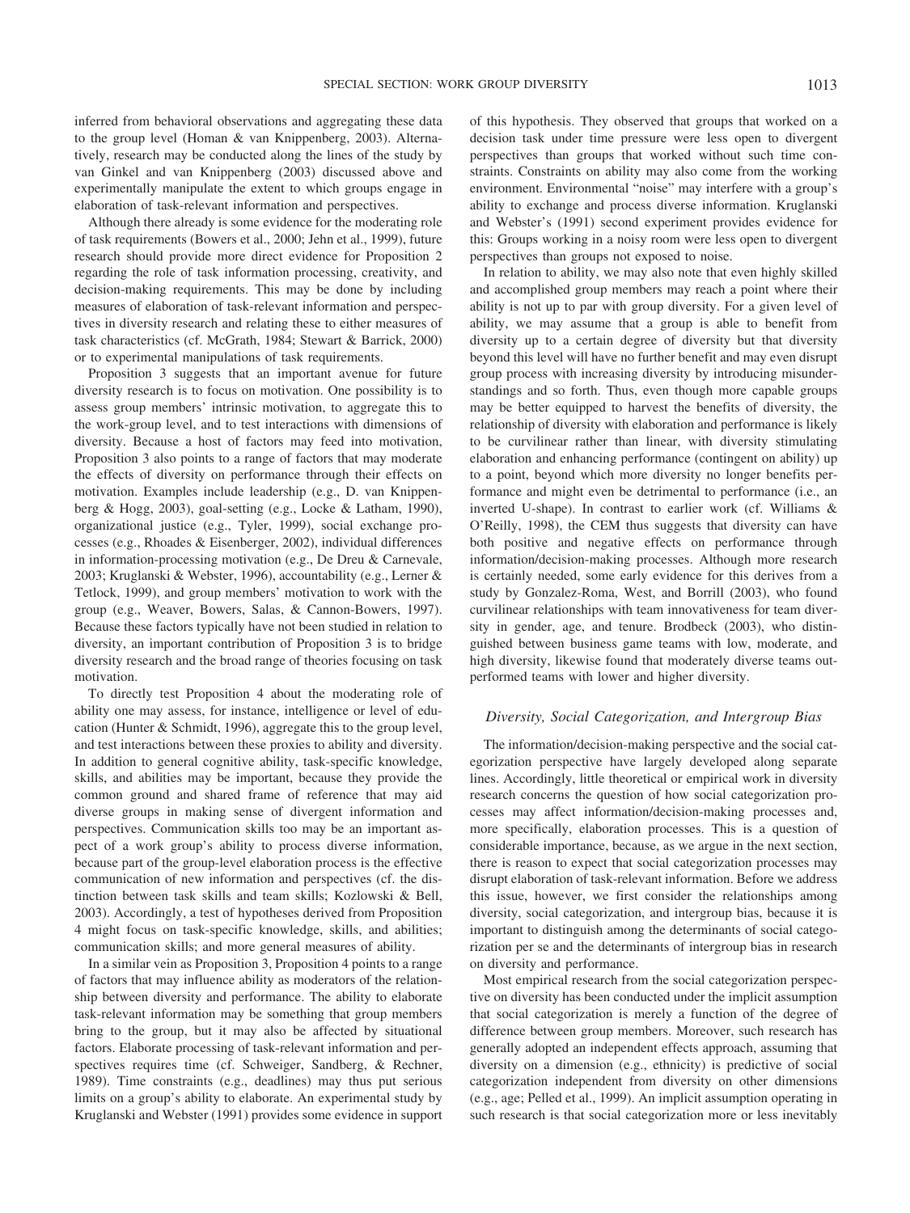inferred from behavioral observations and aggregating these data to the group level (Homan & van Knippenberg, 2003). Alternatively, research may be conducted along the lines of the study by van Ginkel and van Knippenberg (2003) discussed above and experimentally manipulate the extent to which groups engage in elaboration of task-relevant information and perspectives.

Although there already is some evidence for the moderating role of task requirements (Bowers et al., 2000; Jehn et al., 1999), future research should provide more direct evidence for Proposition 2 regarding the role of task information processing, creativity, and decision-making requirements. This may be done by including measures of elaboration of task-relevant information and perspectives in diversity research and relating these to either measures of task characteristics (cf. McGrath, 1984; Stewart & Barrick, 2000) or to experimental manipulations of task requirements.

Proposition 3 suggests that an important avenue for future diversity research is to focus on motivation. One possibility is to assess group members' intrinsic motivation, to aggregate this to the work-group level, and to test interactions with dimensions of diversity. Because a host of factors may feed into motivation, Proposition 3 also points to a range of factors that may moderate the effects of diversity on performance through their effects on motivation. Examples include leadership (e.g., D. van Knippenberg & Hogg, 2003), goal-setting (e.g., Locke & Latham, 1990), organizational justice (e.g., Tyler, 1999), social exchange processes (e.g., Rhoades & Eisenberger, 2002), individual differences in information-processing motivation (e.g., De Dreu & Carnevale, 2003; Kruglanski & Webster, 1996), accountability (e.g., Lerner & Tetlock, 1999), and group members' motivation to work with the group (e.g., Weaver, Bowers, Salas, & Cannon-Bowers, 1997). Because these factors typically have not been studied in relation to diversity, an important contribution of Proposition 3 is to bridge diversity research and the broad range of theories focusing on task motivation.

To directly test Proposition 4 about the moderating role of ability one may assess, for instance, intelligence or level of education (Hunter & Schmidt, 1996), aggregate this to the group level, and test interactions between these proxies to ability and diversity. In addition to general cognitive ability, task-specific knowledge, skills, and abilities may be important, because they provide the common ground and shared frame of reference that may aid diverse groups in making sense of divergent information and perspectives. Communication skills too may be an important aspect of a work group's ability to process diverse information, because part of the group-level elaboration process is the effective communication of new information and perspectives (cf. the distinction between task skills and team skills; Kozlowski & Bell, 2003). Accordingly, a test of hypotheses derived from Proposition 4 might focus on task-specific knowledge, skills, and abilities; communication skills; and more general measures of ability.

In a similar vein as Proposition 3, Proposition 4 points to a range of factors that may influence ability as moderators of the relationship between diversity and performance. The ability to elaborate task-relevant information may be something that group members bring to the group, but it may also be affected by situational factors. Elaborate processing of task-relevant information and perspectives requires time (cf. Schweiger, Sandberg, & Rechner, 1989). Time constraints (e.g., deadlines) may thus put serious limits on a group's ability to elaborate. An experimental study by Kruglanski and Webster (1991) provides some evidence in support of this hypothesis. They observed that groups that worked on a decision task under time pressure were less open to divergent perspectives than groups that worked without such time constraints. Constraints on ability may also come from the working environment. Environmental "noise" may interfere with a group's ability to exchange and process diverse information. Kruglanski and Webster's (1991) second experiment provides evidence for this: Groups working in a noisy room were less open to divergent perspectives than groups not exposed to noise.

In relation to ability, we may also note that even highly skilled and accomplished group members may reach a point where their ability is not up to par with group diversity. For a given level of ability, we may assume that a group is able to benefit from diversity up to a certain degree of diversity but that diversity beyond this level will have no further benefit and may even disrupt group process with increasing diversity by introducing misunderstandings and so forth. Thus, even though more capable groups may be better equipped to harvest the benefits of diversity, the relationship of diversity with elaboration and performance is likely to be curvilinear rather than linear, with diversity stimulating elaboration and enhancing performance (contingent on ability) up to a point, beyond which more diversity no longer benefits performance and might even be detrimental to performance (i.e., an inverted U-shape). In contrast to earlier work (cf. Williams & O'Reilly, 1998), the CEM thus suggests that diversity can have both positive and negative effects on performance through information/decision-making processes. Although more research is certainly needed, some early evidence for this derives from a study by Gonzalez-Roma, West, and Borrill (2003), who found curvilinear relationships with team innovativeness for team diversity in gender, age, and tenure. Brodbeck (2003), who distinguished between business game teams with low, moderate, and high diversity, likewise found that moderately diverse teams outperformed teams with lower and higher diversity.

### *Diversity, Social Categorization, and Intergroup Bias*

The information/decision-making perspective and the social categorization perspective have largely developed along separate lines. Accordingly, little theoretical or empirical work in diversity research concerns the question of how social categorization processes may affect information/decision-making processes and, more specifically, elaboration processes. This is a question of considerable importance, because, as we argue in the next section, there is reason to expect that social categorization processes may disrupt elaboration of task-relevant information. Before we address this issue, however, we first consider the relationships among diversity, social categorization, and intergroup bias, because it is important to distinguish among the determinants of social categorization per se and the determinants of intergroup bias in research on diversity and performance.

Most empirical research from the social categorization perspective on diversity has been conducted under the implicit assumption that social categorization is merely a function of the degree of difference between group members. Moreover, such research has generally adopted an independent effects approach, assuming that diversity on a dimension (e.g., ethnicity) is predictive of social categorization independent from diversity on other dimensions (e.g., age; Pelled et al., 1999). An implicit assumption operating in such research is that social categorization more or less inevitably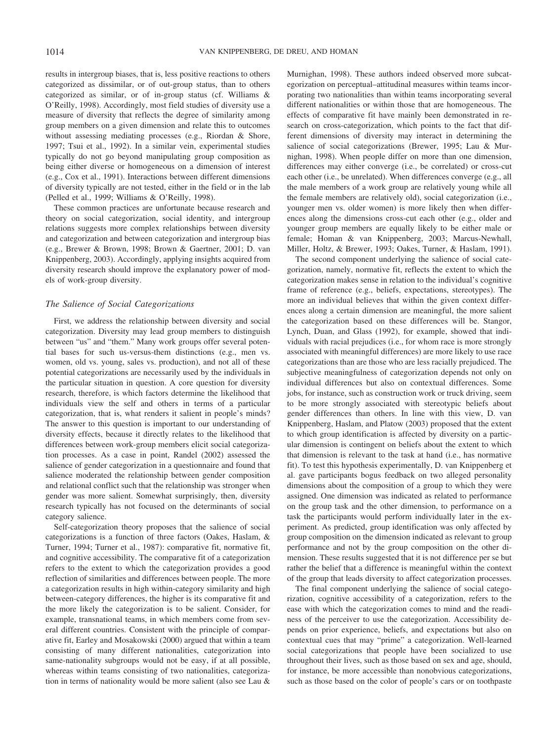results in intergroup biases, that is, less positive reactions to others categorized as dissimilar, or of out-group status, than to others categorized as similar, or of in-group status (cf. Williams & O'Reilly, 1998). Accordingly, most field studies of diversity use a measure of diversity that reflects the degree of similarity among group members on a given dimension and relate this to outcomes without assessing mediating processes (e.g., Riordan & Shore, 1997; Tsui et al., 1992). In a similar vein, experimental studies typically do not go beyond manipulating group composition as being either diverse or homogeneous on a dimension of interest (e.g., Cox et al., 1991). Interactions between different dimensions of diversity typically are not tested, either in the field or in the lab (Pelled et al., 1999; Williams & O'Reilly, 1998).

These common practices are unfortunate because research and theory on social categorization, social identity, and intergroup relations suggests more complex relationships between diversity and categorization and between categorization and intergroup bias (e.g., Brewer & Brown, 1998; Brown & Gaertner, 2001; D. van Knippenberg, 2003). Accordingly, applying insights acquired from diversity research should improve the explanatory power of models of work-group diversity.

### *The Salience of Social Categorizations*

First, we address the relationship between diversity and social categorization. Diversity may lead group members to distinguish between "us" and "them." Many work groups offer several potential bases for such us-versus-them distinctions (e.g., men vs. women, old vs. young, sales vs. production), and not all of these potential categorizations are necessarily used by the individuals in the particular situation in question. A core question for diversity research, therefore, is which factors determine the likelihood that individuals view the self and others in terms of a particular categorization, that is, what renders it salient in people's minds? The answer to this question is important to our understanding of diversity effects, because it directly relates to the likelihood that differences between work-group members elicit social categorization processes. As a case in point, Randel (2002) assessed the salience of gender categorization in a questionnaire and found that salience moderated the relationship between gender composition and relational conflict such that the relationship was stronger when gender was more salient. Somewhat surprisingly, then, diversity research typically has not focused on the determinants of social category salience.

Self-categorization theory proposes that the salience of social categorizations is a function of three factors (Oakes, Haslam, & Turner, 1994; Turner et al., 1987): comparative fit, normative fit, and cognitive accessibility. The comparative fit of a categorization refers to the extent to which the categorization provides a good reflection of similarities and differences between people. The more a categorization results in high within-category similarity and high between-category differences, the higher is its comparative fit and the more likely the categorization is to be salient. Consider, for example, transnational teams, in which members come from several different countries. Consistent with the principle of comparative fit, Earley and Mosakowski (2000) argued that within a team consisting of many different nationalities, categorization into same-nationality subgroups would not be easy, if at all possible, whereas within teams consisting of two nationalities, categorization in terms of nationality would be more salient (also see Lau & Murnighan, 1998). These authors indeed observed more subcategorization on perceptual–attitudinal measures within teams incorporating two nationalities than within teams incorporating several different nationalities or within those that are homogeneous. The effects of comparative fit have mainly been demonstrated in research on cross-categorization, which points to the fact that different dimensions of diversity may interact in determining the salience of social categorizations (Brewer, 1995; Lau & Murnighan, 1998). When people differ on more than one dimension, differences may either converge (i.e., be correlated) or cross-cut each other (i.e., be unrelated). When differences converge (e.g., all the male members of a work group are relatively young while all the female members are relatively old), social categorization (i.e., younger men vs. older women) is more likely then when differences along the dimensions cross-cut each other (e.g., older and younger group members are equally likely to be either male or female; Homan & van Knippenberg, 2003; Marcus-Newhall, Miller, Holtz, & Brewer, 1993; Oakes, Turner, & Haslam, 1991).

The second component underlying the salience of social categorization, namely, normative fit, reflects the extent to which the categorization makes sense in relation to the individual's cognitive frame of reference (e.g., beliefs, expectations, stereotypes). The more an individual believes that within the given context differences along a certain dimension are meaningful, the more salient the categorization based on these differences will be. Stangor, Lynch, Duan, and Glass (1992), for example, showed that individuals with racial prejudices (i.e., for whom race is more strongly associated with meaningful differences) are more likely to use race categorizations than are those who are less racially prejudiced. The subjective meaningfulness of categorization depends not only on individual differences but also on contextual differences. Some jobs, for instance, such as construction work or truck driving, seem to be more strongly associated with stereotypic beliefs about gender differences than others. In line with this view, D. van Knippenberg, Haslam, and Platow (2003) proposed that the extent to which group identification is affected by diversity on a particular dimension is contingent on beliefs about the extent to which that dimension is relevant to the task at hand (i.e., has normative fit). To test this hypothesis experimentally, D. van Knippenberg et al. gave participants bogus feedback on two alleged personality dimensions about the composition of a group to which they were assigned. One dimension was indicated as related to performance on the group task and the other dimension, to performance on a task the participants would perform individually later in the experiment. As predicted, group identification was only affected by group composition on the dimension indicated as relevant to group performance and not by the group composition on the other dimension. These results suggested that it is not difference per se but rather the belief that a difference is meaningful within the context of the group that leads diversity to affect categorization processes.

The final component underlying the salience of social categorization, cognitive accessibility of a categorization, refers to the ease with which the categorization comes to mind and the readiness of the perceiver to use the categorization. Accessibility depends on prior experience, beliefs, and expectations but also on contextual cues that may "prime" a categorization. Well-learned social categorizations that people have been socialized to use throughout their lives, such as those based on sex and age, should, for instance, be more accessible than nonobvious categorizations, such as those based on the color of people's cars or on toothpaste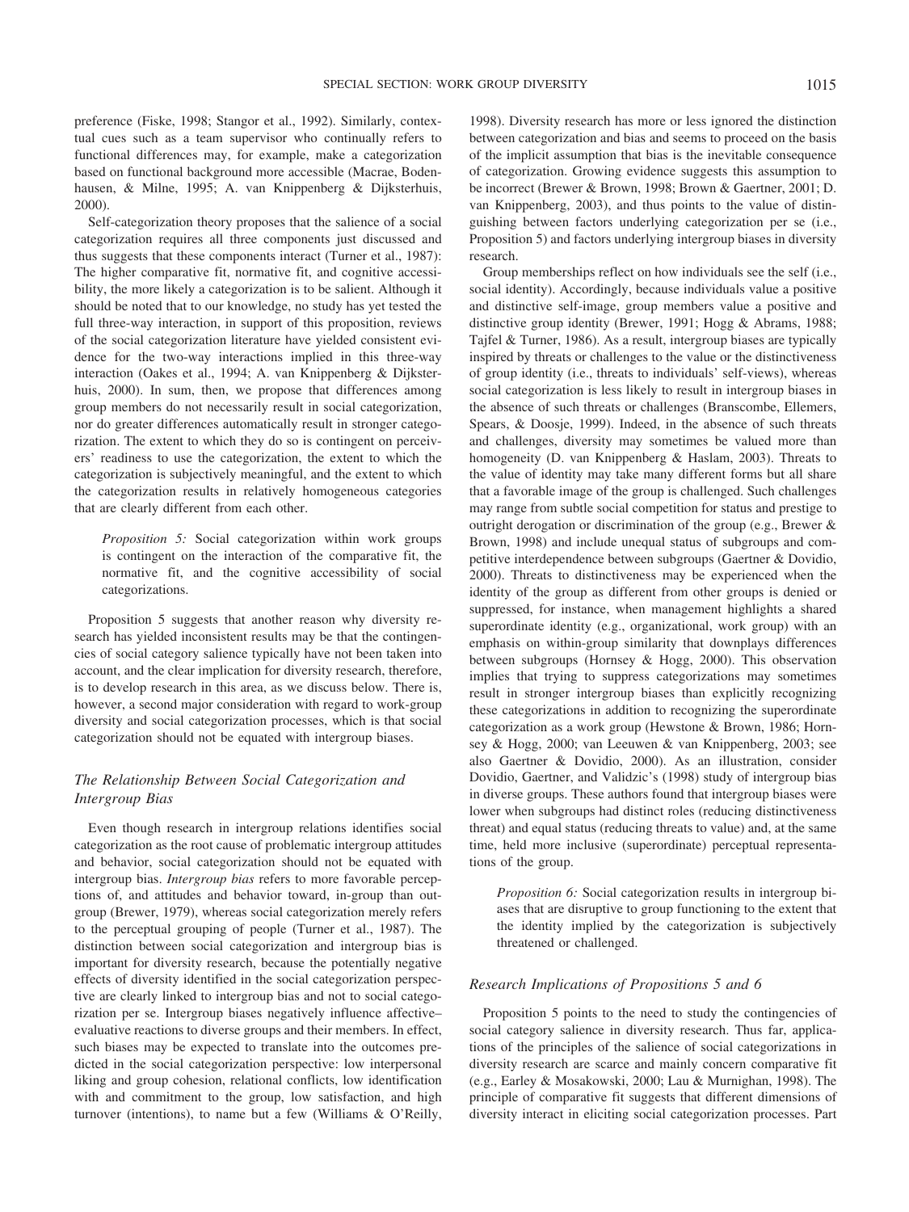preference (Fiske, 1998; Stangor et al., 1992). Similarly, contextual cues such as a team supervisor who continually refers to functional differences may, for example, make a categorization based on functional background more accessible (Macrae, Bodenhausen, & Milne, 1995; A. van Knippenberg & Dijksterhuis, 2000).

Self-categorization theory proposes that the salience of a social categorization requires all three components just discussed and thus suggests that these components interact (Turner et al., 1987): The higher comparative fit, normative fit, and cognitive accessibility, the more likely a categorization is to be salient. Although it should be noted that to our knowledge, no study has yet tested the full three-way interaction, in support of this proposition, reviews of the social categorization literature have yielded consistent evidence for the two-way interactions implied in this three-way interaction (Oakes et al., 1994; A. van Knippenberg & Dijksterhuis, 2000). In sum, then, we propose that differences among group members do not necessarily result in social categorization, nor do greater differences automatically result in stronger categorization. The extent to which they do so is contingent on perceivers' readiness to use the categorization, the extent to which the categorization is subjectively meaningful, and the extent to which the categorization results in relatively homogeneous categories that are clearly different from each other.

> *Proposition 5:* Social categorization within work groups is contingent on the interaction of the comparative fit, the normative fit, and the cognitive accessibility of social categorizations.

Proposition 5 suggests that another reason why diversity research has yielded inconsistent results may be that the contingencies of social category salience typically have not been taken into account, and the clear implication for diversity research, therefore, is to develop research in this area, as we discuss below. There is, however, a second major consideration with regard to work-group diversity and social categorization processes, which is that social categorization should not be equated with intergroup biases.

### *The Relationship Between Social Categorization and Intergroup Bias*

Even though research in intergroup relations identifies social categorization as the root cause of problematic intergroup attitudes and behavior, social categorization should not be equated with intergroup bias. *Intergroup bias* refers to more favorable perceptions of, and attitudes and behavior toward, in-group than outgroup (Brewer, 1979), whereas social categorization merely refers to the perceptual grouping of people (Turner et al., 1987). The distinction between social categorization and intergroup bias is important for diversity research, because the potentially negative effects of diversity identified in the social categorization perspective are clearly linked to intergroup bias and not to social categorization per se. Intergroup biases negatively influence affective–evaluative reactions to diverse groups and their members. In effect, such biases may be expected to translate into the outcomes predicted in the social categorization perspective: low interpersonal liking and group cohesion, relational conflicts, low identification with and commitment to the group, low satisfaction, and high turnover (intentions), to name but a few (Williams & O'Reilly, 1998). Diversity research has more or less ignored the distinction between categorization and bias and seems to proceed on the basis of the implicit assumption that bias is the inevitable consequence of categorization. Growing evidence suggests this assumption to be incorrect (Brewer & Brown, 1998; Brown & Gaertner, 2001; D. van Knippenberg, 2003), and thus points to the value of distinguishing between factors underlying categorization per se (i.e., Proposition 5) and factors underlying intergroup biases in diversity research.

Group memberships reflect on how individuals see the self (i.e., social identity). Accordingly, because individuals value a positive and distinctive self-image, group members value a positive and distinctive group identity (Brewer, 1991; Hogg & Abrams, 1988; Tajfel & Turner, 1986). As a result, intergroup biases are typically inspired by threats or challenges to the value or the distinctiveness of group identity (i.e., threats to individuals' self-views), whereas social categorization is less likely to result in intergroup biases in the absence of such threats or challenges (Branscombe, Ellemers, Spears, & Doosje, 1999). Indeed, in the absence of such threats and challenges, diversity may sometimes be valued more than homogeneity (D. van Knippenberg & Haslam, 2003). Threats to the value of identity may take many different forms but all share that a favorable image of the group is challenged. Such challenges may range from subtle social competition for status and prestige to outright derogation or discrimination of the group (e.g., Brewer & Brown, 1998) and include unequal status of subgroups and competitive interdependence between subgroups (Gaertner & Dovidio, 2000). Threats to distinctiveness may be experienced when the identity of the group as different from other groups is denied or suppressed, for instance, when management highlights a shared superordinate identity (e.g., organizational, work group) with an emphasis on within-group similarity that downplays differences between subgroups (Hornsey & Hogg, 2000). This observation implies that trying to suppress categorizations may sometimes result in stronger intergroup biases than explicitly recognizing these categorizations in addition to recognizing the superordinate categorization as a work group (Hewstone & Brown, 1986; Hornsey & Hogg, 2000; van Leeuwen & van Knippenberg, 2003; see also Gaertner & Dovidio, 2000). As an illustration, consider Dovidio, Gaertner, and Validzic's (1998) study of intergroup bias in diverse groups. These authors found that intergroup biases were lower when subgroups had distinct roles (reducing distinctiveness threat) and equal status (reducing threats to value) and, at the same time, held more inclusive (superordinate) perceptual representations of the group.

> *Proposition 6:* Social categorization results in intergroup biases that are disruptive to group functioning to the extent that the identity implied by the categorization is subjectively threatened or challenged.

### *Research Implications of Propositions 5 and 6*

Proposition 5 points to the need to study the contingencies of social category salience in diversity research. Thus far, applications of the principles of the salience of social categorizations in diversity research are scarce and mainly concern comparative fit (e.g., Earley & Mosakowski, 2000; Lau & Murnighan, 1998). The principle of comparative fit suggests that different dimensions of diversity interact in eliciting social categorization processes. Part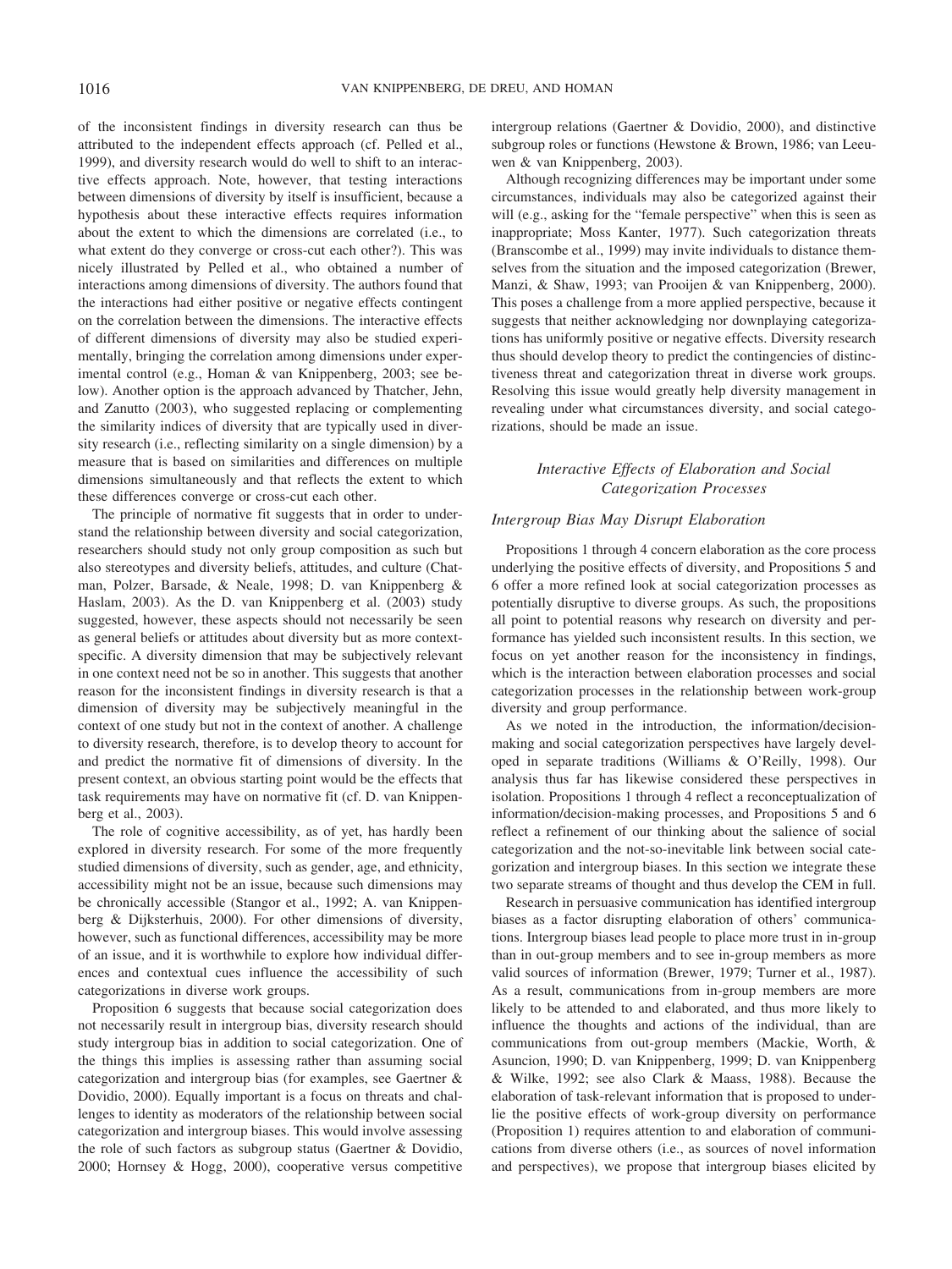of the inconsistent findings in diversity research can thus be attributed to the independent effects approach (cf. Pelled et al., 1999), and diversity research would do well to shift to an interactive effects approach. Note, however, that testing interactions between dimensions of diversity by itself is insufficient, because a hypothesis about these interactive effects requires information about the extent to which the dimensions are correlated (i.e., to what extent do they converge or cross-cut each other?). This was nicely illustrated by Pelled et al., who obtained a number of interactions among dimensions of diversity. The authors found that the interactions had either positive or negative effects contingent on the correlation between the dimensions. The interactive effects of different dimensions of diversity may also be studied experimentally, bringing the correlation among dimensions under experimental control (e.g., Homan & van Knippenberg, 2003; see below). Another option is the approach advanced by Thatcher, Jehn, and Zanutto (2003), who suggested replacing or complementing the similarity indices of diversity that are typically used in diversity research (i.e., reflecting similarity on a single dimension) by a measure that is based on similarities and differences on multiple dimensions simultaneously and that reflects the extent to which these differences converge or cross-cut each other.

The principle of normative fit suggests that in order to understand the relationship between diversity and social categorization, researchers should study not only group composition as such but also stereotypes and diversity beliefs, attitudes, and culture (Chatman, Polzer, Barsade, & Neale, 1998; D. van Knippenberg & Haslam, 2003). As the D. van Knippenberg et al. (2003) study suggested, however, these aspects should not necessarily be seen as general beliefs or attitudes about diversity but as more context-specific. A diversity dimension that may be subjectively relevant in one context need not be so in another. This suggests that another reason for the inconsistent findings in diversity research is that a dimension of diversity may be subjectively meaningful in the context of one study but not in the context of another. A challenge to diversity research, therefore, is to develop theory to account for and predict the normative fit of dimensions of diversity. In the present context, an obvious starting point would be the effects that task requirements may have on normative fit (cf. D. van Knippenberg et al., 2003).

The role of cognitive accessibility, as of yet, has hardly been explored in diversity research. For some of the more frequently studied dimensions of diversity, such as gender, age, and ethnicity, accessibility might not be an issue, because such dimensions may be chronically accessible (Stangor et al., 1992; A. van Knippenberg & Dijksterhuis, 2000). For other dimensions of diversity, however, such as functional differences, accessibility may be more of an issue, and it is worthwhile to explore how individual differences and contextual cues influence the accessibility of such categorizations in diverse work groups.

Proposition 6 suggests that because social categorization does not necessarily result in intergroup bias, diversity research should study intergroup bias in addition to social categorization. One of the things this implies is assessing rather than assuming social categorization and intergroup bias (for examples, see Gaertner & Dovidio, 2000). Equally important is a focus on threats and challenges to identity as moderators of the relationship between social categorization and intergroup biases. This would involve assessing the role of such factors as subgroup status (Gaertner & Dovidio, 2000; Hornsey & Hogg, 2000), cooperative versus competitive intergroup relations (Gaertner & Dovidio, 2000), and distinctive subgroup roles or functions (Hewstone & Brown, 1986; van Leeuwen & van Knippenberg, 2003).

Although recognizing differences may be important under some circumstances, individuals may also be categorized against their will (e.g., asking for the "female perspective" when this is seen as inappropriate; Moss Kanter, 1977). Such categorization threats (Branscombe et al., 1999) may invite individuals to distance themselves from the situation and the imposed categorization (Brewer, Manzi, & Shaw, 1993; van Prooijen & van Knippenberg, 2000). This poses a challenge from a more applied perspective, because it suggests that neither acknowledging nor downplaying categorizations has uniformly positive or negative effects. Diversity research thus should develop theory to predict the contingencies of distinctiveness threat and categorization threat in diverse work groups. Resolving this issue would greatly help diversity management in revealing under what circumstances diversity, and social categorizations, should be made an issue.

## *Interactive Effects of Elaboration and Social Categorization Processes*

### *Intergroup Bias May Disrupt Elaboration*

Propositions 1 through 4 concern elaboration as the core process underlying the positive effects of diversity, and Propositions 5 and 6 offer a more refined look at social categorization processes as potentially disruptive to diverse groups. As such, the propositions all point to potential reasons why research on diversity and performance has yielded such inconsistent results. In this section, we focus on yet another reason for the inconsistency in findings, which is the interaction between elaboration processes and social categorization processes in the relationship between work-group diversity and group performance.

As we noted in the introduction, the information/decision-making and social categorization perspectives have largely developed in separate traditions (Williams & O'Reilly, 1998). Our analysis thus far has likewise considered these perspectives in isolation. Propositions 1 through 4 reflect a reconceptualization of information/decision-making processes, and Propositions 5 and 6 reflect a refinement of our thinking about the salience of social categorization and the not-so-inevitable link between social categorization and intergroup biases. In this section we integrate these two separate streams of thought and thus develop the CEM in full.

Research in persuasive communication has identified intergroup biases as a factor disrupting elaboration of others' communications. Intergroup biases lead people to place more trust in in-group than in out-group members and to see in-group members as more valid sources of information (Brewer, 1979; Turner et al., 1987). As a result, communications from in-group members are more likely to be attended to and elaborated, and thus more likely to influence the thoughts and actions of the individual, than are communications from out-group members (Mackie, Worth, & Asuncion, 1990; D. van Knippenberg, 1999; D. van Knippenberg & Wilke, 1992; see also Clark & Maass, 1988). Because the elaboration of task-relevant information that is proposed to underlie the positive effects of work-group diversity on performance (Proposition 1) requires attention to and elaboration of communications from diverse others (i.e., as sources of novel information and perspectives), we propose that intergroup biases elicited by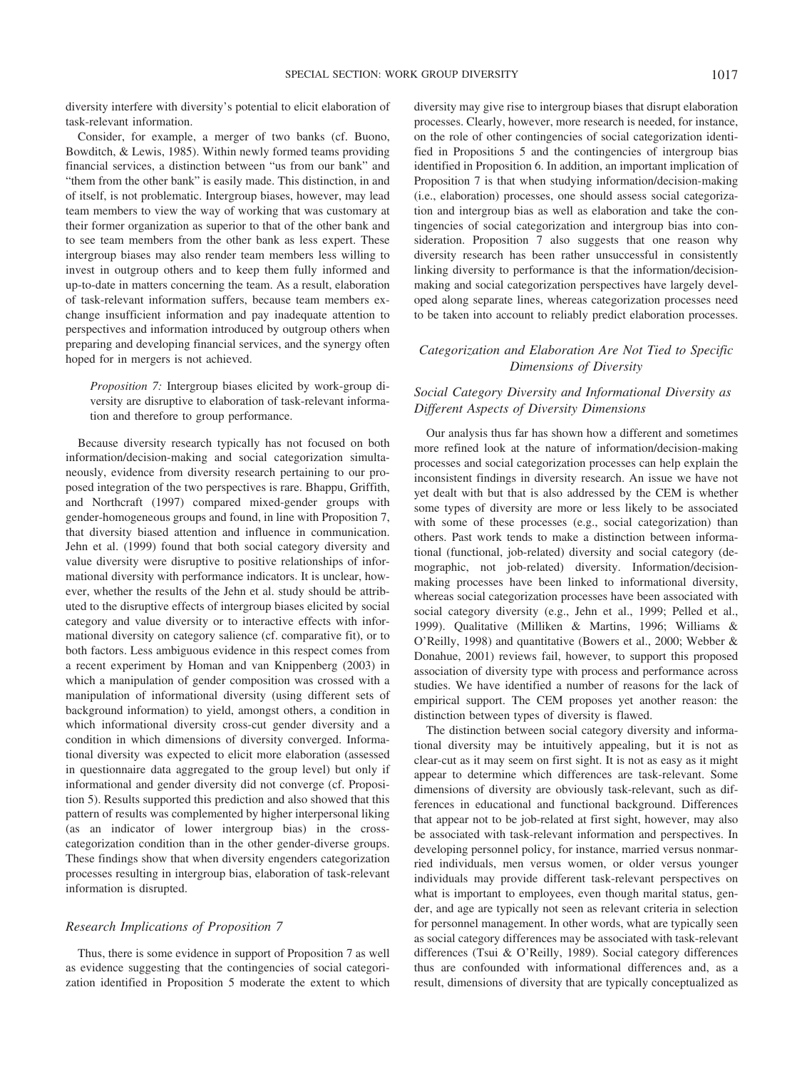diversity interfere with diversity's potential to elicit elaboration of task-relevant information.

Consider, for example, a merger of two banks (cf. Buono, Bowditch, & Lewis, 1985). Within newly formed teams providing financial services, a distinction between "us from our bank" and "them from the other bank" is easily made. This distinction, in and of itself, is not problematic. Intergroup biases, however, may lead team members to view the way of working that was customary at their former organization as superior to that of the other bank and to see team members from the other bank as less expert. These intergroup biases may also render team members less willing to invest in outgroup others and to keep them fully informed and up-to-date in matters concerning the team. As a result, elaboration of task-relevant information suffers, because team members exchange insufficient information and pay inadequate attention to perspectives and information introduced by outgroup others when preparing and developing financial services, and the synergy often hoped for in mergers is not achieved.

> *Proposition 7:* Intergroup biases elicited by work-group diversity are disruptive to elaboration of task-relevant information and therefore to group performance.

Because diversity research typically has not focused on both information/decision-making and social categorization simultaneously, evidence from diversity research pertaining to our proposed integration of the two perspectives is rare. Bhappu, Griffith, and Northcraft (1997) compared mixed-gender groups with gender-homogeneous groups and found, in line with Proposition 7, that diversity biased attention and influence in communication. Jehn et al. (1999) found that both social category diversity and value diversity were disruptive to positive relationships of informational diversity with performance indicators. It is unclear, however, whether the results of the Jehn et al. study should be attributed to the disruptive effects of intergroup biases elicited by social category and value diversity or to interactive effects with informational diversity on category salience (cf. comparative fit), or to both factors. Less ambiguous evidence in this respect comes from a recent experiment by Homan and van Knippenberg (2003) in which a manipulation of gender composition was crossed with a manipulation of informational diversity (using different sets of background information) to yield, amongst others, a condition in which informational diversity cross-cut gender diversity and a condition in which dimensions of diversity converged. Informational diversity was expected to elicit more elaboration (assessed in questionnaire data aggregated to the group level) but only if informational and gender diversity did not converge (cf. Proposition 5). Results supported this prediction and also showed that this pattern of results was complemented by higher interpersonal liking (as an indicator of lower intergroup bias) in the cross-categorization condition than in the other gender-diverse groups. These findings show that when diversity engenders categorization processes resulting in intergroup bias, elaboration of task-relevant information is disrupted.

### *Research Implications of Proposition 7*

Thus, there is some evidence in support of Proposition 7 as well as evidence suggesting that the contingencies of social categorization identified in Proposition 5 moderate the extent to which diversity may give rise to intergroup biases that disrupt elaboration processes. Clearly, however, more research is needed, for instance, on the role of other contingencies of social categorization identified in Propositions 5 and the contingencies of intergroup bias identified in Proposition 6. In addition, an important implication of Proposition 7 is that when studying information/decision-making (i.e., elaboration) processes, one should assess social categorization and intergroup bias as well as elaboration and take the contingencies of social categorization and intergroup bias into consideration. Proposition 7 also suggests that one reason why diversity research has been rather unsuccessful in consistently linking diversity to performance is that the information/decision-making and social categorization perspectives have largely developed along separate lines, whereas categorization processes need to be taken into account to reliably predict elaboration processes.

## *Categorization and Elaboration Are Not Tied to Specific Dimensions of Diversity*

### *Social Category Diversity and Informational Diversity as Different Aspects of Diversity Dimensions*

Our analysis thus far has shown how a different and sometimes more refined look at the nature of information/decision-making processes and social categorization processes can help explain the inconsistent findings in diversity research. An issue we have not yet dealt with but that is also addressed by the CEM is whether some types of diversity are more or less likely to be associated with some of these processes (e.g., social categorization) than others. Past work tends to make a distinction between informational (functional, job-related) diversity and social category (demographic, not job-related) diversity. Information/decision-making processes have been linked to informational diversity, whereas social categorization processes have been associated with social category diversity (e.g., Jehn et al., 1999; Pelled et al., 1999). Qualitative (Milliken & Martins, 1996; Williams & O'Reilly, 1998) and quantitative (Bowers et al., 2000; Webber & Donahue, 2001) reviews fail, however, to support this proposed association of diversity type with process and performance across studies. We have identified a number of reasons for the lack of empirical support. The CEM proposes yet another reason: the distinction between types of diversity is flawed.

The distinction between social category diversity and informational diversity may be intuitively appealing, but it is not as clear-cut as it may seem on first sight. It is not as easy as it might appear to determine which differences are task-relevant. Some dimensions of diversity are obviously task-relevant, such as differences in educational and functional background. Differences that appear not to be job-related at first sight, however, may also be associated with task-relevant information and perspectives. In developing personnel policy, for instance, married versus nonmarried individuals, men versus women, or older versus younger individuals may provide different task-relevant perspectives on what is important to employees, even though marital status, gender, and age are typically not seen as relevant criteria in selection for personnel management. In other words, what are typically seen as social category differences may be associated with task-relevant differences (Tsui & O'Reilly, 1989). Social category differences thus are confounded with informational differences and, as a result, dimensions of diversity that are typically conceptualized as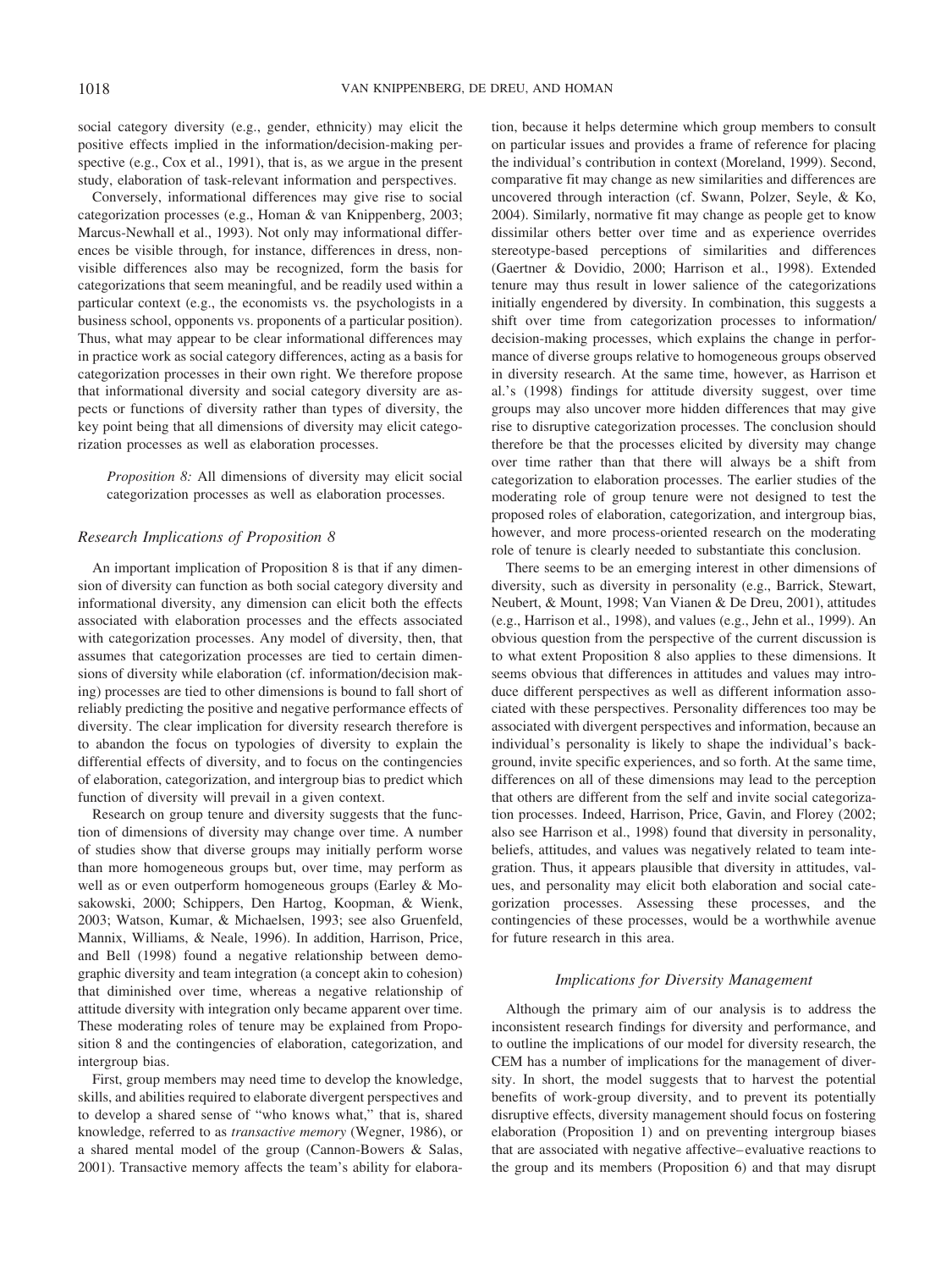social category diversity (e.g., gender, ethnicity) may elicit the positive effects implied in the information/decision-making perspective (e.g., Cox et al., 1991), that is, as we argue in the present study, elaboration of task-relevant information and perspectives.

Conversely, informational differences may give rise to social categorization processes (e.g., Homan & van Knippenberg, 2003; Marcus-Newhall et al., 1993). Not only may informational differences be visible through, for instance, differences in dress, nonvisible differences also may be recognized, form the basis for categorizations that seem meaningful, and be readily used within a particular context (e.g., the economists vs. the psychologists in a business school, opponents vs. proponents of a particular position). Thus, what may appear to be clear informational differences may in practice work as social category differences, acting as a basis for categorization processes in their own right. We therefore propose that informational diversity and social category diversity are aspects or functions of diversity rather than types of diversity, the key point being that all dimensions of diversity may elicit categorization processes as well as elaboration processes.

> *Proposition 8:* All dimensions of diversity may elicit social categorization processes as well as elaboration processes.

### *Research Implications of Proposition 8*

An important implication of Proposition 8 is that if any dimension of diversity can function as both social category diversity and informational diversity, any dimension can elicit both the effects associated with elaboration processes and the effects associated with categorization processes. Any model of diversity, then, that assumes that categorization processes are tied to certain dimensions of diversity while elaboration (cf. information/decision making) processes are tied to other dimensions is bound to fall short of reliably predicting the positive and negative performance effects of diversity. The clear implication for diversity research therefore is to abandon the focus on typologies of diversity to explain the differential effects of diversity, and to focus on the contingencies of elaboration, categorization, and intergroup bias to predict which function of diversity will prevail in a given context.

Research on group tenure and diversity suggests that the function of dimensions of diversity may change over time. A number of studies show that diverse groups may initially perform worse than more homogeneous groups but, over time, may perform as well as or even outperform homogeneous groups (Earley & Mosakowski, 2000; Schippers, Den Hartog, Koopman, & Wienk, 2003; Watson, Kumar, & Michaelsen, 1993; see also Gruenfeld, Mannix, Williams, & Neale, 1996). In addition, Harrison, Price, and Bell (1998) found a negative relationship between demographic diversity and team integration (a concept akin to cohesion) that diminished over time, whereas a negative relationship of attitude diversity with integration only became apparent over time. These moderating roles of tenure may be explained from Proposition 8 and the contingencies of elaboration, categorization, and intergroup bias.

First, group members may need time to develop the knowledge, skills, and abilities required to elaborate divergent perspectives and to develop a shared sense of "who knows what," that is, shared knowledge, referred to as *transactive memory* (Wegner, 1986), or a shared mental model of the group (Cannon-Bowers & Salas, 2001). Transactive memory affects the team's ability for elaboration, because it helps determine which group members to consult on particular issues and provides a frame of reference for placing the individual's contribution in context (Moreland, 1999). Second, comparative fit may change as new similarities and differences are uncovered through interaction (cf. Swann, Polzer, Seyle, & Ko, 2004). Similarly, normative fit may change as people get to know dissimilar others better over time and as experience overrides stereotype-based perceptions of similarities and differences (Gaertner & Dovidio, 2000; Harrison et al., 1998). Extended tenure may thus result in lower salience of the categorizations initially engendered by diversity. In combination, this suggests a shift over time from categorization processes to information/decision-making processes, which explains the change in performance of diverse groups relative to homogeneous groups observed in diversity research. At the same time, however, as Harrison et al.'s (1998) findings for attitude diversity suggest, over time groups may also uncover more hidden differences that may give rise to disruptive categorization processes. The conclusion should therefore be that the processes elicited by diversity may change over time rather than that there will always be a shift from categorization to elaboration processes. The earlier studies of the moderating role of group tenure were not designed to test the proposed roles of elaboration, categorization, and intergroup bias, however, and more process-oriented research on the moderating role of tenure is clearly needed to substantiate this conclusion.

There seems to be an emerging interest in other dimensions of diversity, such as diversity in personality (e.g., Barrick, Stewart, Neubert, & Mount, 1998; Van Vianen & De Dreu, 2001), attitudes (e.g., Harrison et al., 1998), and values (e.g., Jehn et al., 1999). An obvious question from the perspective of the current discussion is to what extent Proposition 8 also applies to these dimensions. It seems obvious that differences in attitudes and values may introduce different perspectives as well as different information associated with these perspectives. Personality differences too may be associated with divergent perspectives and information, because an individual's personality is likely to shape the individual's background, invite specific experiences, and so forth. At the same time, differences on all of these dimensions may lead to the perception that others are different from the self and invite social categorization processes. Indeed, Harrison, Price, Gavin, and Florey (2002; also see Harrison et al., 1998) found that diversity in personality, beliefs, attitudes, and values was negatively related to team integration. Thus, it appears plausible that diversity in attitudes, values, and personality may elicit both elaboration and social categorization processes. Assessing these processes, and the contingencies of these processes, would be a worthwhile avenue for future research in this area.

### *Implications for Diversity Management*

Although the primary aim of our analysis is to address the inconsistent research findings for diversity and performance, and to outline the implications of our model for diversity research, the CEM has a number of implications for the management of diversity. In short, the model suggests that to harvest the potential benefits of work-group diversity, and to prevent its potentially disruptive effects, diversity management should focus on fostering elaboration (Proposition 1) and on preventing intergroup biases that are associated with negative affective–evaluative reactions to the group and its members (Proposition 6) and that may disrupt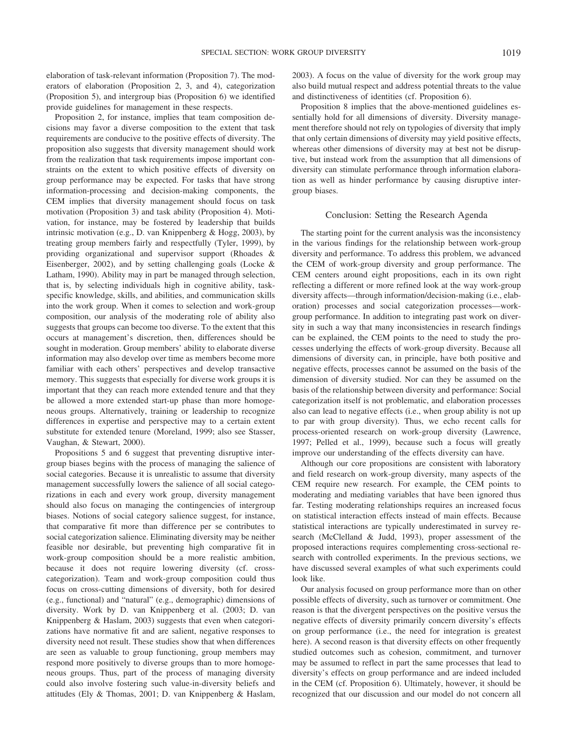elaboration of task-relevant information (Proposition 7). The moderators of elaboration (Proposition 2, 3, and 4), categorization (Proposition 5), and intergroup bias (Proposition 6) we identified provide guidelines for management in these respects.

Proposition 2, for instance, implies that team composition decisions may favor a diverse composition to the extent that task requirements are conducive to the positive effects of diversity. The proposition also suggests that diversity management should work from the realization that task requirements impose important constraints on the extent to which positive effects of diversity on group performance may be expected. For tasks that have strong information-processing and decision-making components, the CEM implies that diversity management should focus on task motivation (Proposition 3) and task ability (Proposition 4). Motivation, for instance, may be fostered by leadership that builds intrinsic motivation (e.g., D. van Knippenberg & Hogg, 2003), by treating group members fairly and respectfully (Tyler, 1999), by providing organizational and supervisor support (Rhoades & Eisenberger, 2002), and by setting challenging goals (Locke & Latham, 1990). Ability may in part be managed through selection, that is, by selecting individuals high in cognitive ability, task-specific knowledge, skills, and abilities, and communication skills into the work group. When it comes to selection and work-group composition, our analysis of the moderating role of ability also suggests that groups can become too diverse. To the extent that this occurs at management's discretion, then, differences should be sought in moderation. Group members' ability to elaborate diverse information may also develop over time as members become more familiar with each others' perspectives and develop transactive memory. This suggests that especially for diverse work groups it is important that they can reach more extended tenure and that they be allowed a more extended start-up phase than more homogeneous groups. Alternatively, training or leadership to recognize differences in expertise and perspective may to a certain extent substitute for extended tenure (Moreland, 1999; also see Stasser, Vaughan, & Stewart, 2000).

Propositions 5 and 6 suggest that preventing disruptive intergroup biases begins with the process of managing the salience of social categories. Because it is unrealistic to assume that diversity management successfully lowers the salience of all social categorizations in each and every work group, diversity management should also focus on managing the contingencies of intergroup biases. Notions of social category salience suggest, for instance, that comparative fit more than difference per se contributes to social categorization salience. Eliminating diversity may be neither feasible nor desirable, but preventing high comparative fit in work-group composition should be a more realistic ambition, because it does not require lowering diversity (cf. cross-categorization). Team and work-group composition could thus focus on cross-cutting dimensions of diversity, both for desired (e.g., functional) and "natural" (e.g., demographic) dimensions of diversity. Work by D. van Knippenberg et al. (2003; D. van Knippenberg & Haslam, 2003) suggests that even when categorizations have normative fit and are salient, negative responses to diversity need not result. These studies show that when differences are seen as valuable to group functioning, group members may respond more positively to diverse groups than to more homogeneous groups. Thus, part of the process of managing diversity could also involve fostering such value-in-diversity beliefs and attitudes (Ely & Thomas, 2001; D. van Knippenberg & Haslam, 2003). A focus on the value of diversity for the work group may also build mutual respect and address potential threats to the value and distinctiveness of identities (cf. Proposition 6).

Proposition 8 implies that the above-mentioned guidelines essentially hold for all dimensions of diversity. Diversity management therefore should not rely on typologies of diversity that imply that only certain dimensions of diversity may yield positive effects, whereas other dimensions of diversity may at best not be disruptive, but instead work from the assumption that all dimensions of diversity can stimulate performance through information elaboration as well as hinder performance by causing disruptive intergroup biases.

## Conclusion: Setting the Research Agenda

The starting point for the current analysis was the inconsistency in the various findings for the relationship between work-group diversity and performance. To address this problem, we advanced the CEM of work-group diversity and group performance. The CEM centers around eight propositions, each in its own right reflecting a different or more refined look at the way work-group diversity affects—through information/decision-making (i.e., elaboration) processes and social categorization processes—work-group performance. In addition to integrating past work on diversity in such a way that many inconsistencies in research findings can be explained, the CEM points to the need to study the processes underlying the effects of work-group diversity. Because all dimensions of diversity can, in principle, have both positive and negative effects, processes cannot be assumed on the basis of the dimension of diversity studied. Nor can they be assumed on the basis of the relationship between diversity and performance: Social categorization itself is not problematic, and elaboration processes also can lead to negative effects (i.e., when group ability is not up to par with group diversity). Thus, we echo recent calls for process-oriented research on work-group diversity (Lawrence, 1997; Pelled et al., 1999), because such a focus will greatly improve our understanding of the effects diversity can have.

Although our core propositions are consistent with laboratory and field research on work-group diversity, many aspects of the CEM require new research. For example, the CEM points to moderating and mediating variables that have been ignored thus far. Testing moderating relationships requires an increased focus on statistical interaction effects instead of main effects. Because statistical interactions are typically underestimated in survey research (McClelland & Judd, 1993), proper assessment of the proposed interactions requires complementing cross-sectional research with controlled experiments. In the previous sections, we have discussed several examples of what such experiments could look like.

Our analysis focused on group performance more than on other possible effects of diversity, such as turnover or commitment. One reason is that the divergent perspectives on the positive versus the negative effects of diversity primarily concern diversity's effects on group performance (i.e., the need for integration is greatest here). A second reason is that diversity effects on other frequently studied outcomes such as cohesion, commitment, and turnover may be assumed to reflect in part the same processes that lead to diversity's effects on group performance and are indeed included in the CEM (cf. Proposition 6). Ultimately, however, it should be recognized that our discussion and our model do not concern all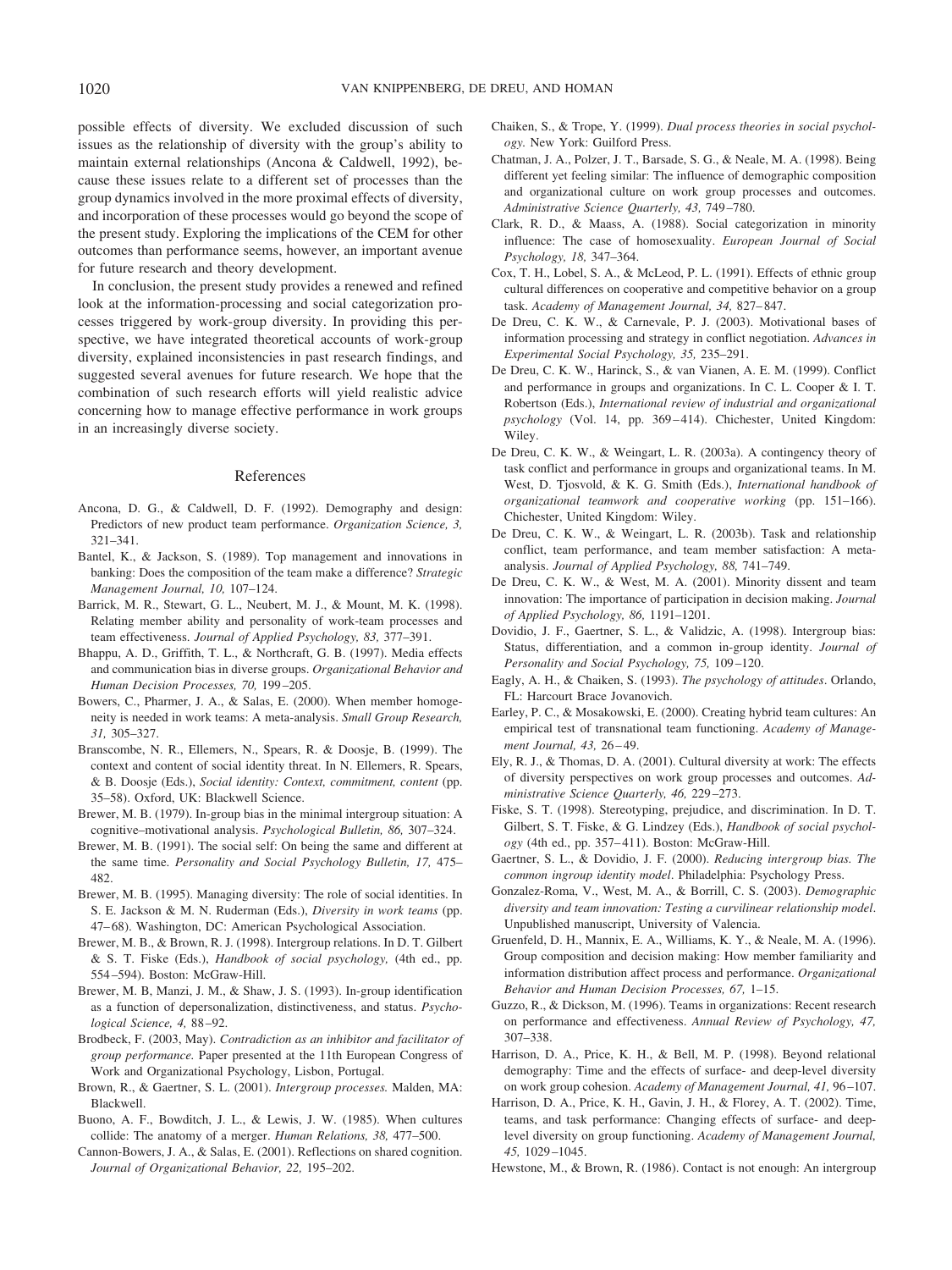possible effects of diversity. We excluded discussion of such issues as the relationship of diversity with the group's ability to maintain external relationships (Ancona & Caldwell, 1992), because these issues relate to a different set of processes than the group dynamics involved in the more proximal effects of diversity, and incorporation of these processes would go beyond the scope of the present study. Exploring the implications of the CEM for other outcomes than performance seems, however, an important avenue for future research and theory development.

In conclusion, the present study provides a renewed and refined look at the information-processing and social categorization processes triggered by work-group diversity. In providing this perspective, we have integrated theoretical accounts of work-group diversity, explained inconsistencies in past research findings, and suggested several avenues for future research. We hope that the combination of such research efforts will yield realistic advice concerning how to manage effective performance in work groups in an increasingly diverse society.

## References

Ancona, D. G., & Caldwell, D. F. (1992). Demography and design: Predictors of new product team performance. *Organization Science, 3,* 321–341.

Bantel, K., & Jackson, S. (1989). Top management and innovations in banking: Does the composition of the team make a difference? *Strategic Management Journal, 10,* 107–124.

Barrick, M. R., Stewart, G. L., Neubert, M. J., & Mount, M. K. (1998). Relating member ability and personality of work-team processes and team effectiveness. *Journal of Applied Psychology, 83,* 377–391.

Bhappu, A. D., Griffith, T. L., & Northcraft, G. B. (1997). Media effects and communication bias in diverse groups. *Organizational Behavior and Human Decision Processes, 70,* 199–205.

Bowers, C., Pharmer, J. A., & Salas, E. (2000). When member homogeneity is needed in work teams: A meta-analysis. *Small Group Research, 31,* 305–327.

Branscombe, N. R., Ellemers, N., Spears, R. & Doosje, B. (1999). The context and content of social identity threat. In N. Ellemers, R. Spears, & B. Doosje (Eds.), *Social identity: Context, commitment, content* (pp. 35–58). Oxford, UK: Blackwell Science.

Brewer, M. B. (1979). In-group bias in the minimal intergroup situation: A cognitive–motivational analysis. *Psychological Bulletin, 86,* 307–324.

Brewer, M. B. (1991). The social self: On being the same and different at the same time. *Personality and Social Psychology Bulletin, 17,* 475–482.

Brewer, M. B. (1995). Managing diversity: The role of social identities. In S. E. Jackson & M. N. Ruderman (Eds.), *Diversity in work teams* (pp. 47–68). Washington, DC: American Psychological Association.

Brewer, M. B., & Brown, R. J. (1998). Intergroup relations. In D. T. Gilbert & S. T. Fiske (Eds.), *Handbook of social psychology,* (4th ed., pp. 554–594). Boston: McGraw-Hill.

Brewer, M. B, Manzi, J. M., & Shaw, J. S. (1993). In-group identification as a function of depersonalization, distinctiveness, and status. *Psychological Science, 4,* 88–92.

Brodbeck, F. (2003, May). *Contradiction as an inhibitor and facilitator of group performance.* Paper presented at the 11th European Congress of Work and Organizational Psychology, Lisbon, Portugal.

Brown, R., & Gaertner, S. L. (2001). *Intergroup processes.* Malden, MA: Blackwell.

Buono, A. F., Bowditch, J. L., & Lewis, J. W. (1985). When cultures collide: The anatomy of a merger. *Human Relations, 38,* 477–500.

Cannon-Bowers, J. A., & Salas, E. (2001). Reflections on shared cognition. *Journal of Organizational Behavior, 22,* 195–202.

Chaiken, S., & Trope, Y. (1999). *Dual process theories in social psychology.* New York: Guilford Press.

Chatman, J. A., Polzer, J. T., Barsade, S. G., & Neale, M. A. (1998). Being different yet feeling similar: The influence of demographic composition and organizational culture on work group processes and outcomes. *Administrative Science Quarterly, 43,* 749–780.

Clark, R. D., & Maass, A. (1988). Social categorization in minority influence: The case of homosexuality. *European Journal of Social Psychology, 18,* 347–364.

Cox, T. H., Lobel, S. A., & McLeod, P. L. (1991). Effects of ethnic group cultural differences on cooperative and competitive behavior on a group task. *Academy of Management Journal, 34,* 827–847.

De Dreu, C. K. W., & Carnevale, P. J. (2003). Motivational bases of information processing and strategy in conflict negotiation. *Advances in Experimental Social Psychology, 35,* 235–291.

De Dreu, C. K. W., Harinck, S., & van Vianen, A. E. M. (1999). Conflict and performance in groups and organizations. In C. L. Cooper & I. T. Robertson (Eds.), *International review of industrial and organizational psychology* (Vol. 14, pp. 369–414). Chichester, United Kingdom: Wiley.

De Dreu, C. K. W., & Weingart, L. R. (2003a). A contingency theory of task conflict and performance in groups and organizational teams. In M. West, D. Tjosvold, & K. G. Smith (Eds.), *International handbook of organizational teamwork and cooperative working* (pp. 151–166). Chichester, United Kingdom: Wiley.

De Dreu, C. K. W., & Weingart, L. R. (2003b). Task and relationship conflict, team performance, and team member satisfaction: A meta-analysis. *Journal of Applied Psychology, 88,* 741–749.

De Dreu, C. K. W., & West, M. A. (2001). Minority dissent and team innovation: The importance of participation in decision making. *Journal of Applied Psychology, 86,* 1191–1201.

Dovidio, J. F., Gaertner, S. L., & Validzic, A. (1998). Intergroup bias: Status, differentiation, and a common in-group identity. *Journal of Personality and Social Psychology, 75,* 109–120.

Eagly, A. H., & Chaiken, S. (1993). *The psychology of attitudes*. Orlando, FL: Harcourt Brace Jovanovich.

Earley, P. C., & Mosakowski, E. (2000). Creating hybrid team cultures: An empirical test of transnational team functioning. *Academy of Management Journal, 43,* 26–49.

Ely, R. J., & Thomas, D. A. (2001). Cultural diversity at work: The effects of diversity perspectives on work group processes and outcomes. *Administrative Science Quarterly, 46,* 229–273.

Fiske, S. T. (1998). Stereotyping, prejudice, and discrimination. In D. T. Gilbert, S. T. Fiske, & G. Lindzey (Eds.), *Handbook of social psychology* (4th ed., pp. 357–411). Boston: McGraw-Hill.

Gaertner, S. L., & Dovidio, J. F. (2000). *Reducing intergroup bias. The common ingroup identity model*. Philadelphia: Psychology Press.

Gonzalez-Roma, V., West, M. A., & Borrill, C. S. (2003). *Demographic diversity and team innovation: Testing a curvilinear relationship model*. Unpublished manuscript, University of Valencia.

Gruenfeld, D. H., Mannix, E. A., Williams, K. Y., & Neale, M. A. (1996). Group composition and decision making: How member familiarity and information distribution affect process and performance. *Organizational Behavior and Human Decision Processes, 67,* 1–15.

Guzzo, R., & Dickson, M. (1996). Teams in organizations: Recent research on performance and effectiveness. *Annual Review of Psychology, 47,* 307–338.

Harrison, D. A., Price, K. H., & Bell, M. P. (1998). Beyond relational demography: Time and the effects of surface- and deep-level diversity on work group cohesion. *Academy of Management Journal, 41,* 96–107.

Harrison, D. A., Price, K. H., Gavin, J. H., & Florey, A. T. (2002). Time, teams, and task performance: Changing effects of surface- and deep-level diversity on group functioning. *Academy of Management Journal, 45,* 1029–1045.

Hewstone, M., & Brown, R. (1986). Contact is not enough: An intergroup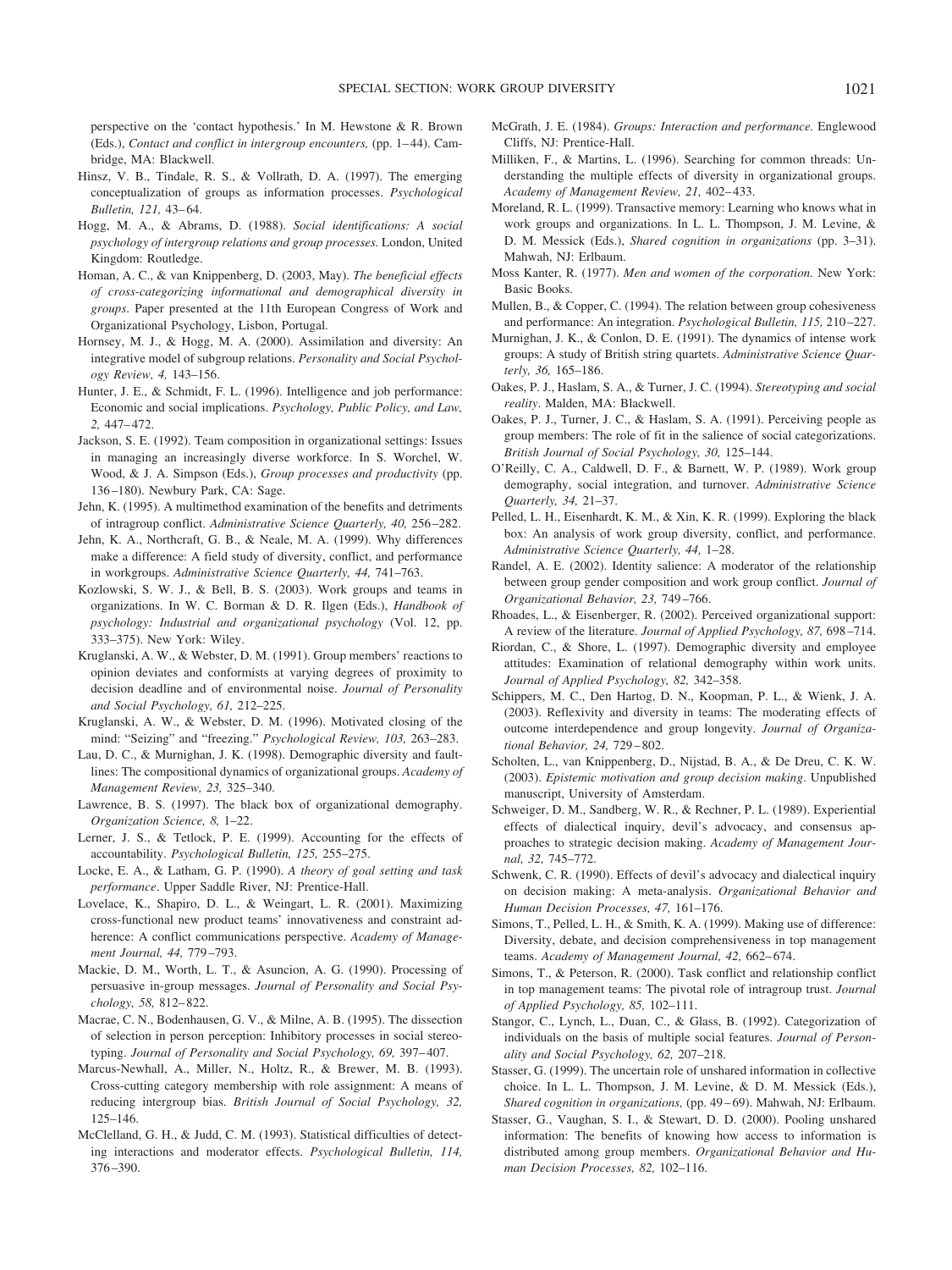perspective on the 'contact hypothesis.' In M. Hewstone & R. Brown (Eds.), *Contact and conflict in intergroup encounters,* (pp. 1–44). Cambridge, MA: Blackwell.

Hinsz, V. B., Tindale, R. S., & Vollrath, D. A. (1997). The emerging conceptualization of groups as information processes. *Psychological Bulletin, 121,* 43–64.

Hogg, M. A., & Abrams, D. (1988). *Social identifications: A social psychology of intergroup relations and group processes.* London, United Kingdom: Routledge.

Homan, A. C., & van Knippenberg, D. (2003, May). *The beneficial effects of cross-categorizing informational and demographical diversity in groups.* Paper presented at the 11th European Congress of Work and Organizational Psychology, Lisbon, Portugal.

Hornsey, M. J., & Hogg, M. A. (2000). Assimilation and diversity: An integrative model of subgroup relations. *Personality and Social Psychology Review, 4,* 143–156.

Hunter, J. E., & Schmidt, F. L. (1996). Intelligence and job performance: Economic and social implications. *Psychology, Public Policy, and Law, 2,* 447–472.

Jackson, S. E. (1992). Team composition in organizational settings: Issues in managing an increasingly diverse workforce. In S. Worchel, W. Wood, & J. A. Simpson (Eds.), *Group processes and productivity* (pp. 136–180). Newbury Park, CA: Sage.

Jehn, K. (1995). A multimethod examination of the benefits and detriments of intragroup conflict. *Administrative Science Quarterly, 40,* 256–282.

Jehn, K. A., Northcraft, G. B., & Neale, M. A. (1999). Why differences make a difference: A field study of diversity, conflict, and performance in workgroups. *Administrative Science Quarterly, 44,* 741–763.

Kozlowski, S. W. J., & Bell, B. S. (2003). Work groups and teams in organizations. In W. C. Borman & D. R. Ilgen (Eds.), *Handbook of psychology: Industrial and organizational psychology* (Vol. 12, pp. 333–375). New York: Wiley.

Kruglanski, A. W., & Webster, D. M. (1991). Group members' reactions to opinion deviates and conformists at varying degrees of proximity to decision deadline and of environmental noise. *Journal of Personality and Social Psychology, 61,* 212–225.

Kruglanski, A. W., & Webster, D. M. (1996). Motivated closing of the mind: "Seizing" and "freezing." *Psychological Review, 103,* 263–283.

Lau, D. C., & Murnighan, J. K. (1998). Demographic diversity and faultlines: The compositional dynamics of organizational groups. *Academy of Management Review, 23,* 325–340.

Lawrence, B. S. (1997). The black box of organizational demography. *Organization Science, 8,* 1–22.

Lerner, J. S., & Tetlock, P. E. (1999). Accounting for the effects of accountability. *Psychological Bulletin, 125,* 255–275.

Locke, E. A., & Latham, G. P. (1990). *A theory of goal setting and task performance.* Upper Saddle River, NJ: Prentice-Hall.

Lovelace, K., Shapiro, D. L., & Weingart, L. R. (2001). Maximizing cross-functional new product teams' innovativeness and constraint adherence: A conflict communications perspective. *Academy of Management Journal, 44,* 779–793.

Mackie, D. M., Worth, L. T., & Asuncion, A. G. (1990). Processing of persuasive in-group messages. *Journal of Personality and Social Psychology, 58,* 812–822.

Macrae, C. N., Bodenhausen, G. V., & Milne, A. B. (1995). The dissection of selection in person perception: Inhibitory processes in social stereotyping. *Journal of Personality and Social Psychology, 69,* 397–407.

Marcus-Newhall, A., Miller, N., Holtz, R., & Brewer, M. B. (1993). Cross-cutting category membership with role assignment: A means of reducing intergroup bias. *British Journal of Social Psychology, 32,* 125–146.

McClelland, G. H., & Judd, C. M. (1993). Statistical difficulties of detecting interactions and moderator effects. *Psychological Bulletin, 114,* 376–390.

McGrath, J. E. (1984). *Groups: Interaction and performance.* Englewood Cliffs, NJ: Prentice-Hall.

Milliken, F., & Martins, L. (1996). Searching for common threads: Understanding the multiple effects of diversity in organizational groups. *Academy of Management Review, 21,* 402–433.

Moreland, R. L. (1999). Transactive memory: Learning who knows what in work groups and organizations. In L. L. Thompson, J. M. Levine, & D. M. Messick (Eds.), *Shared cognition in organizations* (pp. 3–31). Mahwah, NJ: Erlbaum.

Moss Kanter, R. (1977). *Men and women of the corporation.* New York: Basic Books.

Mullen, B., & Copper, C. (1994). The relation between group cohesiveness and performance: An integration. *Psychological Bulletin, 115,* 210–227.

Murnighan, J. K., & Conlon, D. E. (1991). The dynamics of intense work groups: A study of British string quartets. *Administrative Science Quarterly, 36,* 165–186.

Oakes, P. J., Haslam, S. A., & Turner, J. C. (1994). *Stereotyping and social reality.* Malden, MA: Blackwell.

Oakes, P. J., Turner, J. C., & Haslam, S. A. (1991). Perceiving people as group members: The role of fit in the salience of social categorizations. *British Journal of Social Psychology, 30,* 125–144.

O'Reilly, C. A., Caldwell, D. F., & Barnett, W. P. (1989). Work group demography, social integration, and turnover. *Administrative Science Quarterly, 34,* 21–37.

Pelled, L. H., Eisenhardt, K. M., & Xin, K. R. (1999). Exploring the black box: An analysis of work group diversity, conflict, and performance. *Administrative Science Quarterly, 44,* 1–28.

Randel, A. E. (2002). Identity salience: A moderator of the relationship between group gender composition and work group conflict. *Journal of Organizational Behavior, 23,* 749–766.

Rhoades, L., & Eisenberger, R. (2002). Perceived organizational support: A review of the literature. *Journal of Applied Psychology, 87,* 698–714.

Riordan, C., & Shore, L. (1997). Demographic diversity and employee attitudes: Examination of relational demography within work units. *Journal of Applied Psychology, 82,* 342–358.

Schippers, M. C., Den Hartog, D. N., Koopman, P. L., & Wienk, J. A. (2003). Reflexivity and diversity in teams: The moderating effects of outcome interdependence and group longevity. *Journal of Organizational Behavior, 24,* 729–802.

Scholten, L., van Knippenberg, D., Nijstad, B. A., & De Dreu, C. K. W. (2003). *Epistemic motivation and group decision making.* Unpublished manuscript, University of Amsterdam.

Schweiger, D. M., Sandberg, W. R., & Rechner, P. L. (1989). Experiential effects of dialectical inquiry, devil's advocacy, and consensus approaches to strategic decision making. *Academy of Management Journal, 32,* 745–772.

Schwenk, C. R. (1990). Effects of devil's advocacy and dialectical inquiry on decision making: A meta-analysis. *Organizational Behavior and Human Decision Processes, 47,* 161–176.

Simons, T., Pelled, L. H., & Smith, K. A. (1999). Making use of difference: Diversity, debate, and decision comprehensiveness in top management teams. *Academy of Management Journal, 42,* 662–674.

Simons, T., & Peterson, R. (2000). Task conflict and relationship conflict in top management teams: The pivotal role of intragroup trust. *Journal of Applied Psychology, 85,* 102–111.

Stangor, C., Lynch, L., Duan, C., & Glass, B. (1992). Categorization of individuals on the basis of multiple social features. *Journal of Personality and Social Psychology, 62,* 207–218.

Stasser, G. (1999). The uncertain role of unshared information in collective choice. In L. L. Thompson, J. M. Levine, & D. M. Messick (Eds.), *Shared cognition in organizations,* (pp. 49–69). Mahwah, NJ: Erlbaum.

Stasser, G., Vaughan, S. I., & Stewart, D. D. (2000). Pooling unshared information: The benefits of knowing how access to information is distributed among group members. *Organizational Behavior and Human Decision Processes, 82,* 102–116.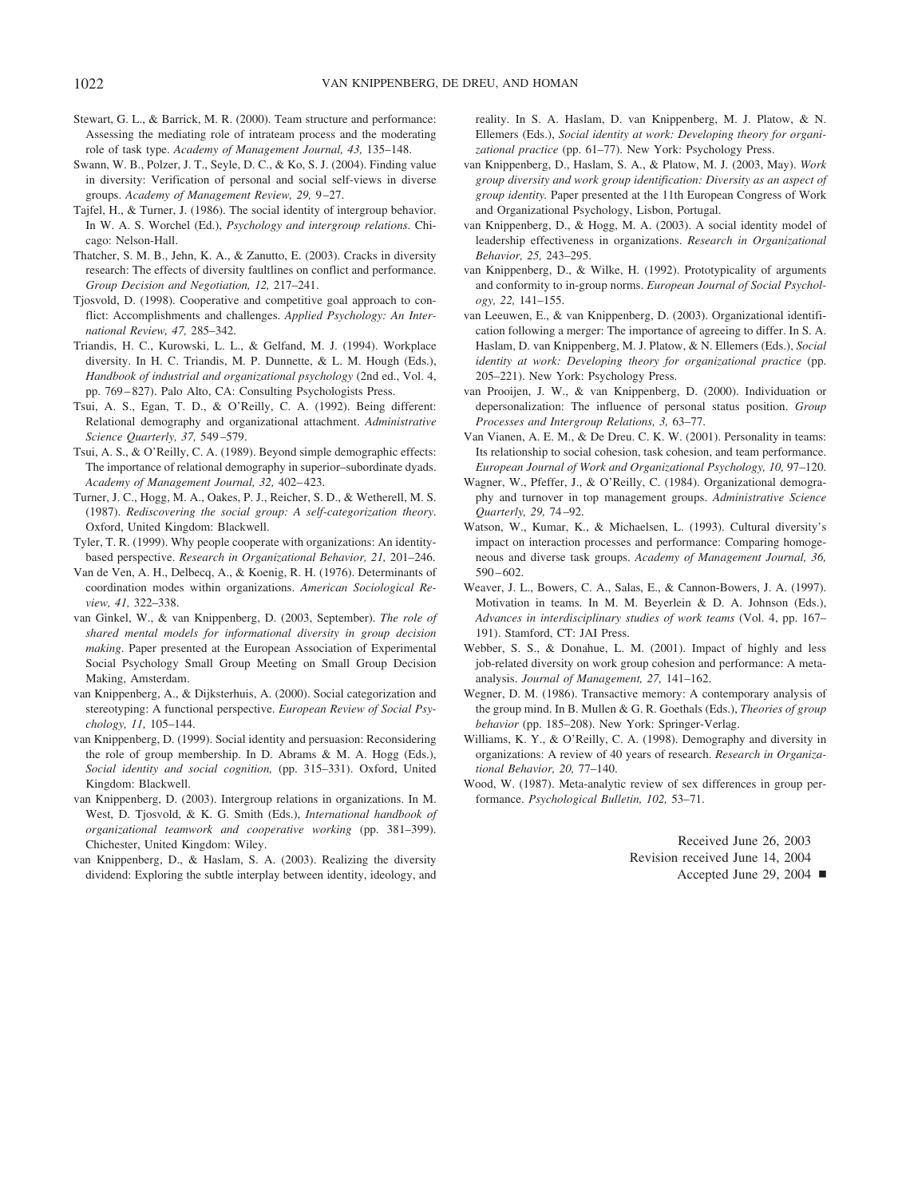Stewart, G. L., & Barrick, M. R. (2000). Team structure and performance: Assessing the mediating role of intrateam process and the moderating role of task type. *Academy of Management Journal, 43,* 135–148.

Swann, W. B., Polzer, J. T., Seyle, D. C., & Ko, S. J. (2004). Finding value in diversity: Verification of personal and social self-views in diverse groups. *Academy of Management Review, 29,* 9–27.

Tajfel, H., & Turner, J. (1986). The social identity of intergroup behavior. In W. A. S. Worchel (Ed.), *Psychology and intergroup relations*. Chicago: Nelson-Hall.

Thatcher, S. M. B., Jehn, K. A., & Zanutto, E. (2003). Cracks in diversity research: The effects of diversity faultlines on conflict and performance. *Group Decision and Negotiation, 12,* 217–241.

Tjosvold, D. (1998). Cooperative and competitive goal approach to conflict: Accomplishments and challenges. *Applied Psychology: An International Review, 47,* 285–342.

Triandis, H. C., Kurowski, L. L., & Gelfand, M. J. (1994). Workplace diversity. In H. C. Triandis, M. P. Dunnette, & L. M. Hough (Eds.), *Handbook of industrial and organizational psychology* (2nd ed., Vol. 4, pp. 769–827). Palo Alto, CA: Consulting Psychologists Press.

Tsui, A. S., Egan, T. D., & O'Reilly, C. A. (1992). Being different: Relational demography and organizational attachment. *Administrative Science Quarterly, 37,* 549–579.

Tsui, A. S., & O'Reilly, C. A. (1989). Beyond simple demographic effects: The importance of relational demography in superior–subordinate dyads. *Academy of Management Journal, 32,* 402–423.

Turner, J. C., Hogg, M. A., Oakes, P. J., Reicher, S. D., & Wetherell, M. S. (1987). *Rediscovering the social group: A self-categorization theory*. Oxford, United Kingdom: Blackwell.

Tyler, T. R. (1999). Why people cooperate with organizations: An identity-based perspective. *Research in Organizational Behavior, 21,* 201–246.

Van de Ven, A. H., Delbecq, A., & Koenig, R. H. (1976). Determinants of coordination modes within organizations. *American Sociological Review, 41,* 322–338.

van Ginkel, W., & van Knippenberg, D. (2003, September). *The role of shared mental models for informational diversity in group decision making*. Paper presented at the European Association of Experimental Social Psychology Small Group Meeting on Small Group Decision Making, Amsterdam.

van Knippenberg, A., & Dijksterhuis, A. (2000). Social categorization and stereotyping: A functional perspective. *European Review of Social Psychology, 11,* 105–144.

van Knippenberg, D. (1999). Social identity and persuasion: Reconsidering the role of group membership. In D. Abrams & M. A. Hogg (Eds.), *Social identity and social cognition,* (pp. 315–331). Oxford, United Kingdom: Blackwell.

van Knippenberg, D. (2003). Intergroup relations in organizations. In M. West, D. Tjosvold, & K. G. Smith (Eds.), *International handbook of organizational teamwork and cooperative working* (pp. 381–399). Chichester, United Kingdom: Wiley.

van Knippenberg, D., & Haslam, S. A. (2003). Realizing the diversity dividend: Exploring the subtle interplay between identity, ideology, and reality. In S. A. Haslam, D. van Knippenberg, M. J. Platow, & N. Ellemers (Eds.), *Social identity at work: Developing theory for organizational practice* (pp. 61–77). New York: Psychology Press.

van Knippenberg, D., Haslam, S. A., & Platow, M. J. (2003, May). *Work group diversity and work group identification: Diversity as an aspect of group identity.* Paper presented at the 11th European Congress of Work and Organizational Psychology, Lisbon, Portugal.

van Knippenberg, D., & Hogg, M. A. (2003). A social identity model of leadership effectiveness in organizations. *Research in Organizational Behavior, 25,* 243–295.

van Knippenberg, D., & Wilke, H. (1992). Prototypicality of arguments and conformity to in-group norms. *European Journal of Social Psychology, 22,* 141–155.

van Leeuwen, E., & van Knippenberg, D. (2003). Organizational identification following a merger: The importance of agreeing to differ. In S. A. Haslam, D. van Knippenberg, M. J. Platow, & N. Ellemers (Eds.), *Social identity at work: Developing theory for organizational practice* (pp. 205–221). New York: Psychology Press.

van Prooijen, J. W., & van Knippenberg, D. (2000). Individuation or depersonalization: The influence of personal status position. *Group Processes and Intergroup Relations, 3,* 63–77.

Van Vianen, A. E. M., & De Dreu. C. K. W. (2001). Personality in teams: Its relationship to social cohesion, task cohesion, and team performance. *European Journal of Work and Organizational Psychology, 10,* 97–120.

Wagner, W., Pfeffer, J., & O'Reilly, C. (1984). Organizational demography and turnover in top management groups. *Administrative Science Quarterly, 29,* 74–92.

Watson, W., Kumar, K., & Michaelsen, L. (1993). Cultural diversity's impact on interaction processes and performance: Comparing homogeneous and diverse task groups. *Academy of Management Journal, 36,* 590–602.

Weaver, J. L., Bowers, C. A., Salas, E., & Cannon-Bowers, J. A. (1997). Motivation in teams. In M. M. Beyerlein & D. A. Johnson (Eds.), *Advances in interdisciplinary studies of work teams* (Vol. 4, pp. 167–191). Stamford, CT: JAI Press.

Webber, S. S., & Donahue, L. M. (2001). Impact of highly and less job-related diversity on work group cohesion and performance: A meta-analysis. *Journal of Management, 27,* 141–162.

Wegner, D. M. (1986). Transactive memory: A contemporary analysis of the group mind. In B. Mullen & G. R. Goethals (Eds.), *Theories of group behavior* (pp. 185–208). New York: Springer-Verlag.

Williams, K. Y., & O'Reilly, C. A. (1998). Demography and diversity in organizations: A review of 40 years of research. *Research in Organizational Behavior, 20,* 77–140.

Wood, W. (1987). Meta-analytic review of sex differences in group performance. *Psychological Bulletin, 102,* 53–71.

Received June 26, 2003
Revision received June 14, 2004
Accepted June 29, 2004 ■